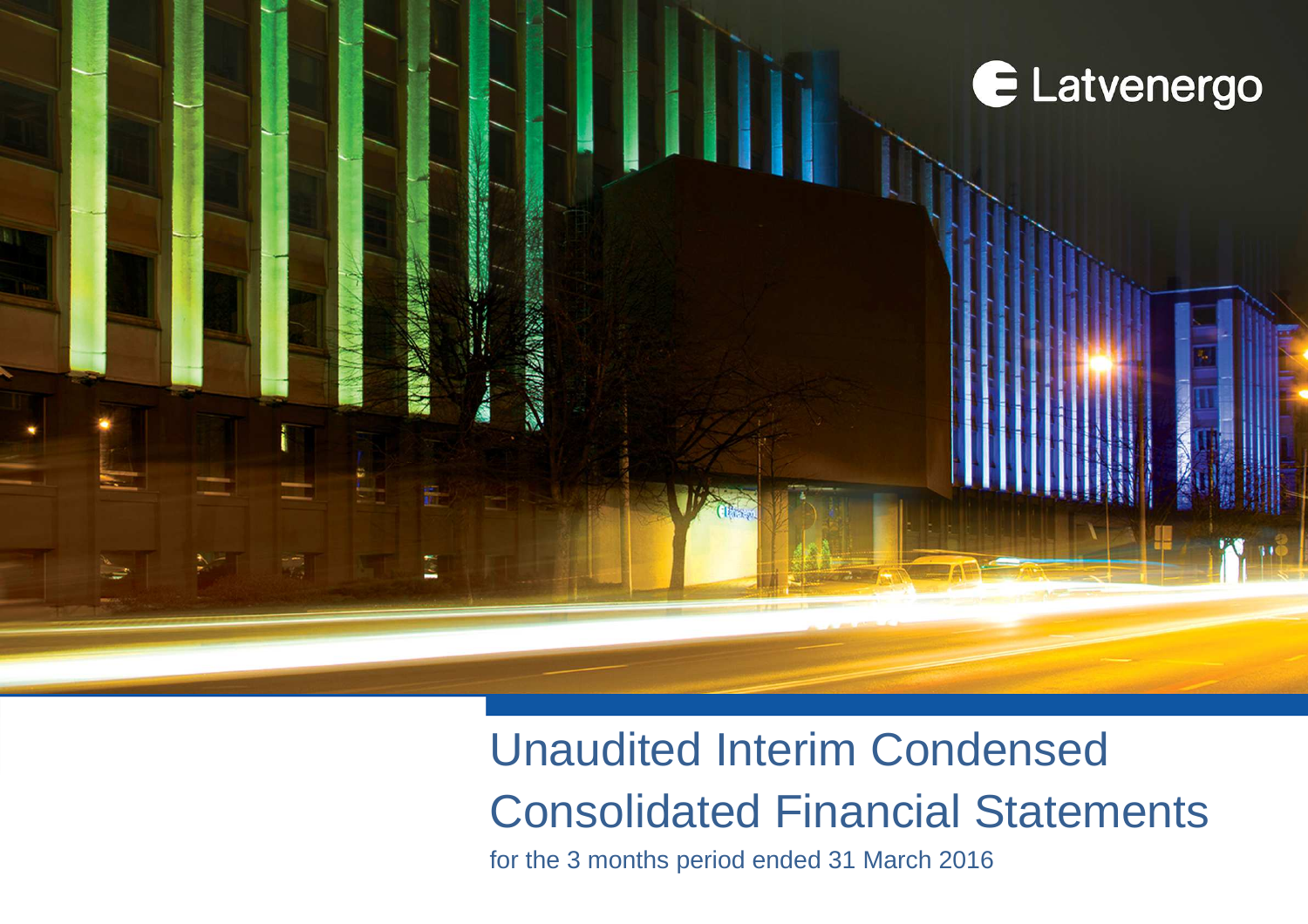Latvenergo

# Unaudited Interim Condensed Consolidated Financial Statements

for the 3 months period ended 31 March 2016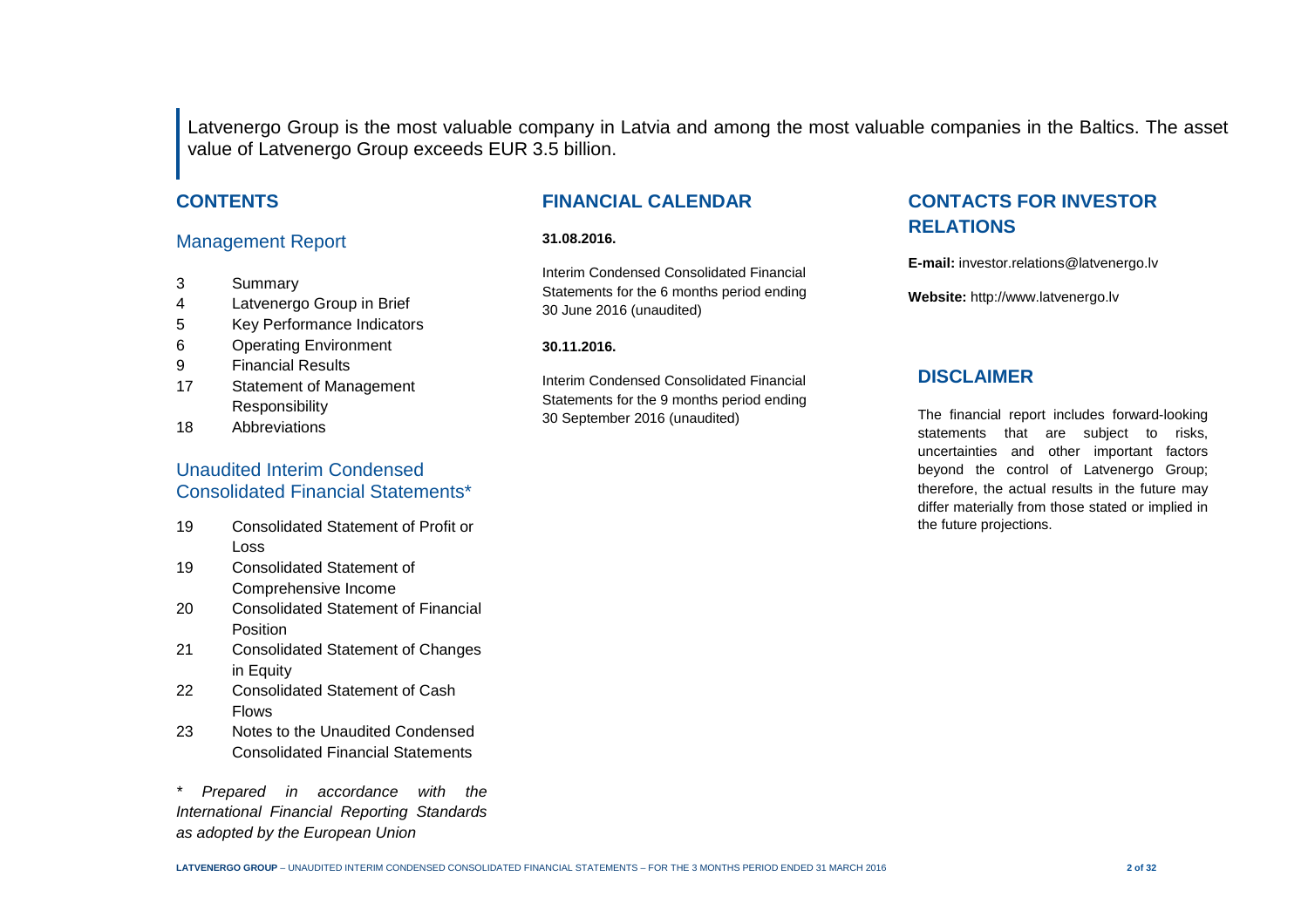Latvenergo Group is the most valuable company in Latvia and among the most valuable companies in the Baltics. The asset value of Latvenergo Group exceeds EUR 3.5 billion.

## CONTENTS

### Management Report

| | |
|---|---|
| 3 | Summary |
| 4 | Latvenergo Group in Brief |
| 5 | Key Performance Indicators |
| 6 | Operating Environment |
| 9 | Financial Results |
| 17 | Statement of Management Responsibility |
| 18 | Abbreviations |

### Unaudited Interim Condensed Consolidated Financial Statements*

| | |
|---|---|
| 19 | Consolidated Statement of Profit or Loss |
| 19 | Consolidated Statement of Comprehensive Income |
| 20 | Consolidated Statement of Financial Position |
| 21 | Consolidated Statement of Changes in Equity |
| 22 | Consolidated Statement of Cash Flows |
| 23 | Notes to the Unaudited Condensed Consolidated Financial Statements |

*\* Prepared in accordance with the International Financial Reporting Standards as adopted by the European Union*

## FINANCIAL CALENDAR

**31.08.2016.**

Interim Condensed Consolidated Financial Statements for the 6 months period ending 30 June 2016 (unaudited)

**30.11.2016.**

Interim Condensed Consolidated Financial Statements for the 9 months period ending 30 September 2016 (unaudited)

## CONTACTS FOR INVESTOR RELATIONS

**E-mail:** investor.relations@latvenergo.lv

**Website:** http://www.latvenergo.lv

## DISCLAIMER

The financial report includes forward-looking statements that are subject to risks, uncertainties and other important factors beyond the control of Latvenergo Group; therefore, the actual results in the future may differ materially from those stated or implied in the future projections.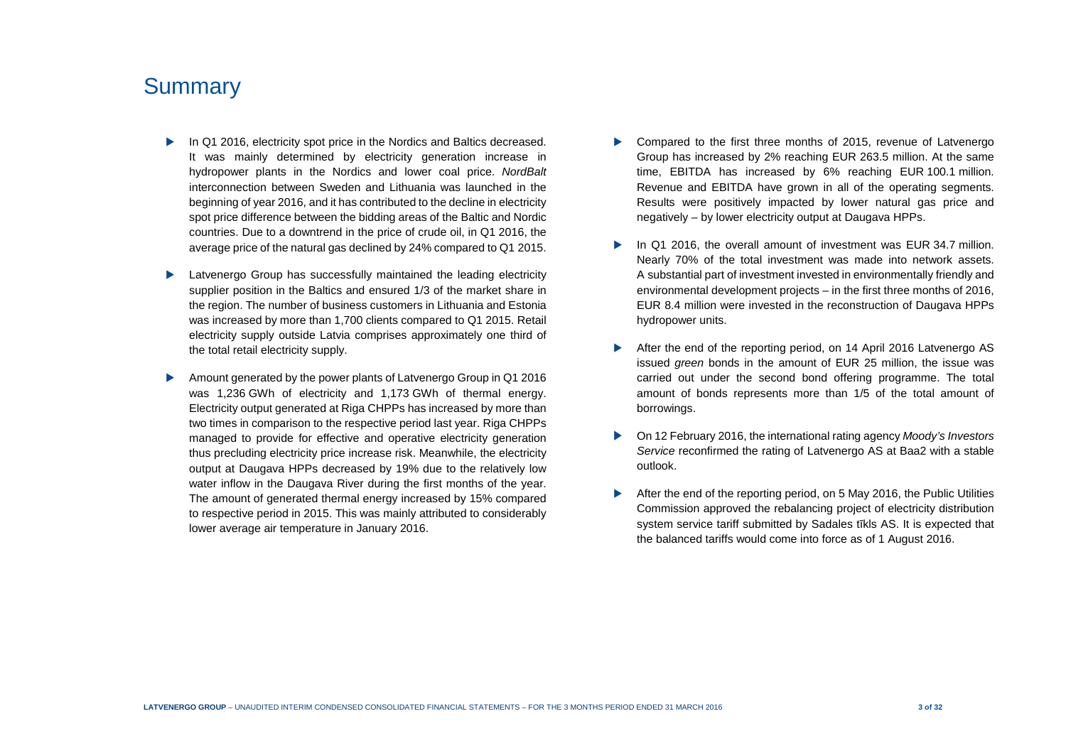# Summary

- In Q1 2016, electricity spot price in the Nordics and Baltics decreased. It was mainly determined by electricity generation increase in hydropower plants in the Nordics and lower coal price. *NordBalt* interconnection between Sweden and Lithuania was launched in the beginning of year 2016, and it has contributed to the decline in electricity spot price difference between the bidding areas of the Baltic and Nordic countries. Due to a downtrend in the price of crude oil, in Q1 2016, the average price of the natural gas declined by 24% compared to Q1 2015.

- Latvenergo Group has successfully maintained the leading electricity supplier position in the Baltics and ensured 1/3 of the market share in the region. The number of business customers in Lithuania and Estonia was increased by more than 1,700 clients compared to Q1 2015. Retail electricity supply outside Latvia comprises approximately one third of the total retail electricity supply.

- Amount generated by the power plants of Latvenergo Group in Q1 2016 was 1,236 GWh of electricity and 1,173 GWh of thermal energy. Electricity output generated at Riga CHPPs has increased by more than two times in comparison to the respective period last year. Riga CHPPs managed to provide for effective and operative electricity generation thus precluding electricity price increase risk. Meanwhile, the electricity output at Daugava HPPs decreased by 19% due to the relatively low water inflow in the Daugava River during the first months of the year. The amount of generated thermal energy increased by 15% compared to respective period in 2015. This was mainly attributed to considerably lower average air temperature in January 2016.

- Compared to the first three months of 2015, revenue of Latvenergo Group has increased by 2% reaching EUR 263.5 million. At the same time, EBITDA has increased by 6% reaching EUR 100.1 million. Revenue and EBITDA have grown in all of the operating segments. Results were positively impacted by lower natural gas price and negatively – by lower electricity output at Daugava HPPs.

- In Q1 2016, the overall amount of investment was EUR 34.7 million. Nearly 70% of the total investment was made into network assets. A substantial part of investment invested in environmentally friendly and environmental development projects – in the first three months of 2016, EUR 8.4 million were invested in the reconstruction of Daugava HPPs hydropower units.

- After the end of the reporting period, on 14 April 2016 Latvenergo AS issued *green* bonds in the amount of EUR 25 million, the issue was carried out under the second bond offering programme. The total amount of bonds represents more than 1/5 of the total amount of borrowings.

- On 12 February 2016, the international rating agency *Moody's Investors Service* reconfirmed the rating of Latvenergo AS at Baa2 with a stable outlook.

- After the end of the reporting period, on 5 May 2016, the Public Utilities Commission approved the rebalancing project of electricity distribution system service tariff submitted by Sadales tīkls AS. It is expected that the balanced tariffs would come into force as of 1 August 2016.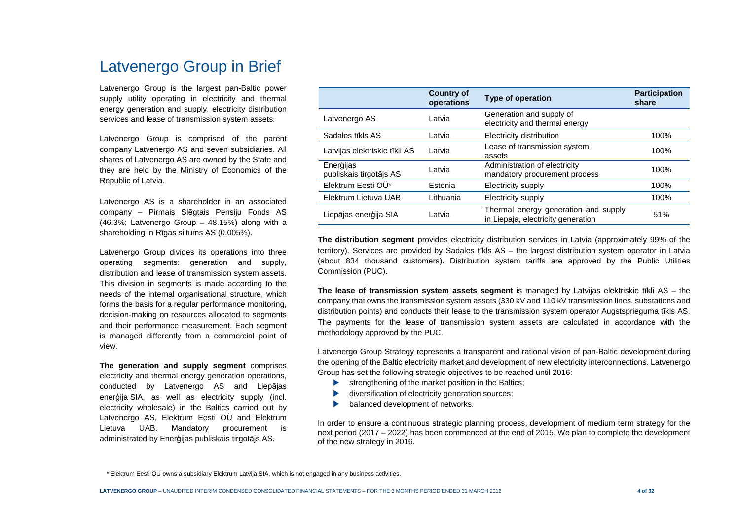# Latvenergo Group in Brief

Latvenergo Group is the largest pan-Baltic power supply utility operating in electricity and thermal energy generation and supply, electricity distribution services and lease of transmission system assets.

Latvenergo Group is comprised of the parent company Latvenergo AS and seven subsidiaries. All shares of Latvenergo AS are owned by the State and they are held by the Ministry of Economics of the Republic of Latvia.

Latvenergo AS is a shareholder in an associated company – Pirmais Slēgtais Pensiju Fonds AS (46.3%; Latvenergo Group – 48.15%) along with a shareholding in Rīgas siltums AS (0.005%).

Latvenergo Group divides its operations into three operating segments: generation and supply, distribution and lease of transmission system assets. This division in segments is made according to the needs of the internal organisational structure, which forms the basis for a regular performance monitoring, decision-making on resources allocated to segments and their performance measurement. Each segment is managed differently from a commercial point of view.

**The generation and supply segment** comprises electricity and thermal energy generation operations, conducted by Latvenergo AS and Liepājas enerģija SIA, as well as electricity supply (incl. electricity wholesale) in the Baltics carried out by Latvenergo AS, Elektrum Eesti OÜ and Elektrum Lietuva UAB. Mandatory procurement is administrated by Enerģijas publiskais tirgotājs AS.

| | Country of operations | Type of operation | Participation share |
|---|---|---|---|
| Latvenergo AS | Latvia | Generation and supply of electricity and thermal energy | |
| Sadales tīkls AS | Latvia | Electricity distribution | 100% |
| Latvijas elektriskie tīkli AS | Latvia | Lease of transmission system assets | 100% |
| Enerģijas publiskais tirgotājs AS | Latvia | Administration of electricity mandatory procurement process | 100% |
| Elektrum Eesti OÜ* | Estonia | Electricity supply | 100% |
| Elektrum Lietuva UAB | Lithuania | Electricity supply | 100% |
| Liepājas enerģija SIA | Latvia | Thermal energy generation and supply in Liepaja, electricity generation | 51% |

**The distribution segment** provides electricity distribution services in Latvia (approximately 99% of the territory). Services are provided by Sadales tīkls AS – the largest distribution system operator in Latvia (about 834 thousand customers). Distribution system tariffs are approved by the Public Utilities Commission (PUC).

**The lease of transmission system assets segment** is managed by Latvijas elektriskie tīkli AS – the company that owns the transmission system assets (330 kV and 110 kV transmission lines, substations and distribution points) and conducts their lease to the transmission system operator Augstsprieguma tīkls AS. The payments for the lease of transmission system assets are calculated in accordance with the methodology approved by the PUC.

Latvenergo Group Strategy represents a transparent and rational vision of pan-Baltic development during the opening of the Baltic electricity market and development of new electricity interconnections. Latvenergo Group has set the following strategic objectives to be reached until 2016:

- strengthening of the market position in the Baltics;
- diversification of electricity generation sources;
- balanced development of networks.

In order to ensure a continuous strategic planning process, development of medium term strategy for the next period (2017 – 2022) has been commenced at the end of 2015. We plan to complete the development of the new strategy in 2016.

\* Elektrum Eesti OÜ owns a subsidiary Elektrum Latvija SIA, which is not engaged in any business activities.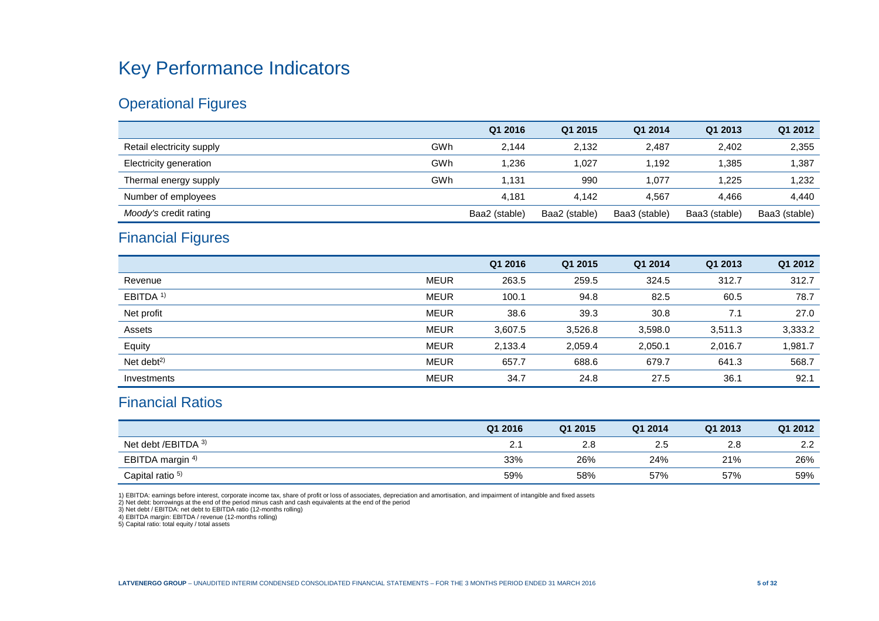# Key Performance Indicators

## Operational Figures

| | | Q1 2016 | Q1 2015 | Q1 2014 | Q1 2013 | Q1 2012 |
|---|---|---|---|---|---|---|
| Retail electricity supply | GWh | 2,144 | 2,132 | 2,487 | 2,402 | 2,355 |
| Electricity generation | GWh | 1,236 | 1,027 | 1,192 | 1,385 | 1,387 |
| Thermal energy supply | GWh | 1,131 | 990 | 1,077 | 1,225 | 1,232 |
| Number of employees | | 4,181 | 4,142 | 4,567 | 4,466 | 4,440 |
| *Moody's* credit rating | | Baa2 (stable) | Baa2 (stable) | Baa3 (stable) | Baa3 (stable) | Baa3 (stable) |

## Financial Figures

| | | Q1 2016 | Q1 2015 | Q1 2014 | Q1 2013 | Q1 2012 |
|---|---|---|---|---|---|---|
| Revenue | MEUR | 263.5 | 259.5 | 324.5 | 312.7 | 312.7 |
| EBITDA [1] | MEUR | 100.1 | 94.8 | 82.5 | 60.5 | 78.7 |
| Net profit | MEUR | 38.6 | 39.3 | 30.8 | 7.1 | 27.0 |
| Assets | MEUR | 3,607.5 | 3,526.8 | 3,598.0 | 3,511.3 | 3,333.2 |
| Equity | MEUR | 2,133.4 | 2,059.4 | 2,050.1 | 2,016.7 | 1,981.7 |
| Net debt[2] | MEUR | 657.7 | 688.6 | 679.7 | 641.3 | 568.7 |
| Investments | MEUR | 34.7 | 24.8 | 27.5 | 36.1 | 92.1 |

## Financial Ratios

| | Q1 2016 | Q1 2015 | Q1 2014 | Q1 2013 | Q1 2012 |
|---|---|---|---|---|---|
| Net debt /EBITDA [3] | 2.1 | 2.8 | 2.5 | 2.8 | 2.2 |
| EBITDA margin [4] | 33% | 26% | 24% | 21% | 26% |
| Capital ratio [5] | 59% | 58% | 57% | 57% | 59% |

1) EBITDA: earnings before interest, corporate income tax, share of profit or loss of associates, depreciation and amortisation, and impairment of intangible and fixed assets
2) Net debt: borrowings at the end of the period minus cash and cash equivalents at the end of the period
3) Net debt / EBITDA: net debt to EBITDA ratio (12-months rolling)
4) EBITDA margin: EBITDA / revenue (12-months rolling)
5) Capital ratio: total equity / total assets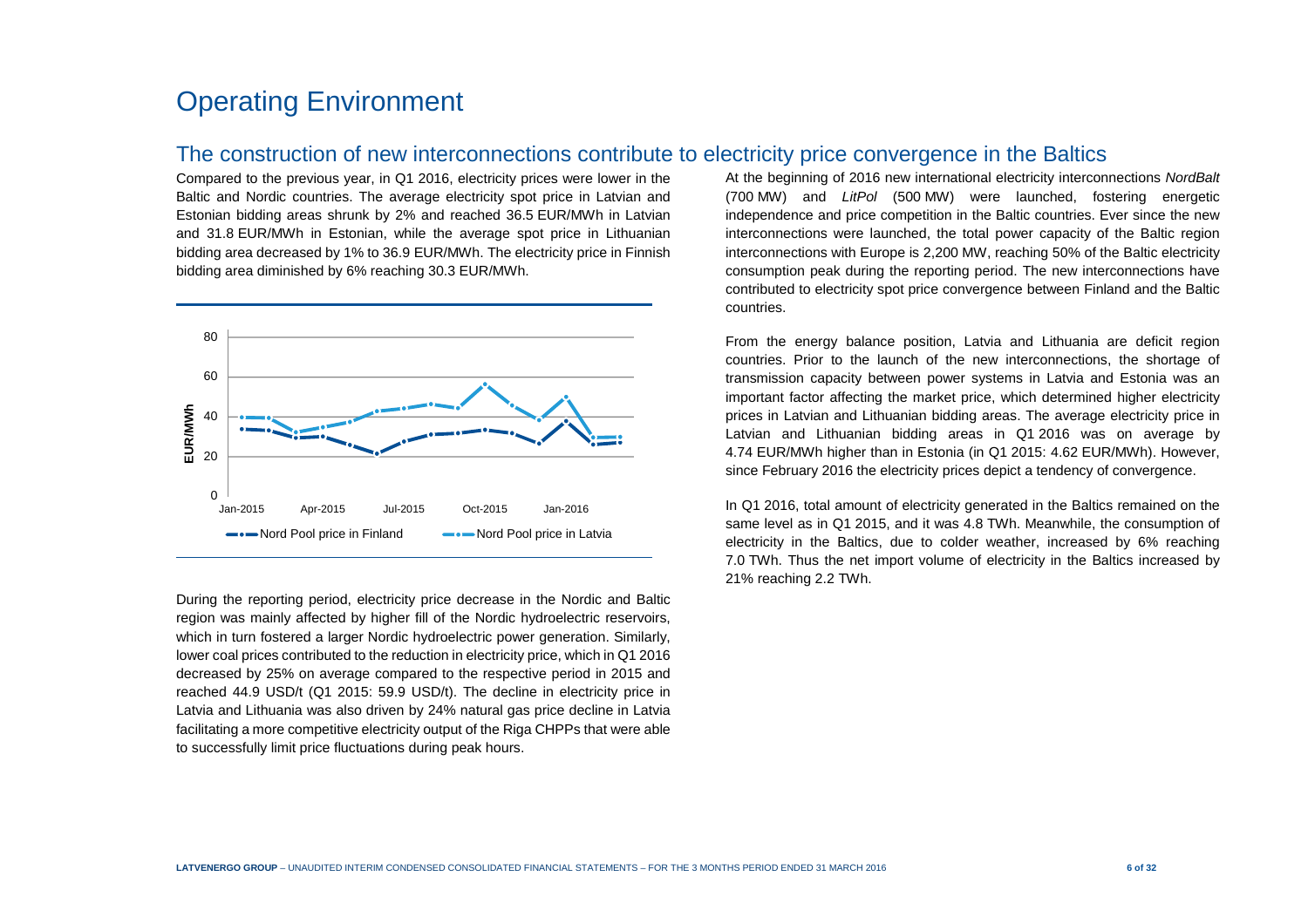# Operating Environment

## The construction of new interconnections contribute to electricity price convergence in the Baltics

Compared to the previous year, in Q1 2016, electricity prices were lower in the Baltic and Nordic countries. The average electricity spot price in Latvian and Estonian bidding areas shrunk by 2% and reached 36.5 EUR/MWh in Latvian and 31.8 EUR/MWh in Estonian, while the average spot price in Lithuanian bidding area decreased by 1% to 36.9 EUR/MWh. The electricity price in Finnish bidding area diminished by 6% reaching 30.3 EUR/MWh.

During the reporting period, electricity price decrease in the Nordic and Baltic region was mainly affected by higher fill of the Nordic hydroelectric reservoirs, which in turn fostered a larger Nordic hydroelectric power generation. Similarly, lower coal prices contributed to the reduction in electricity price, which in Q1 2016 decreased by 25% on average compared to the respective period in 2015 and reached 44.9 USD/t (Q1 2015: 59.9 USD/t). The decline in electricity price in Latvia and Lithuania was also driven by 24% natural gas price decline in Latvia facilitating a more competitive electricity output of the Riga CHPPs that were able to successfully limit price fluctuations during peak hours.

At the beginning of 2016 new international electricity interconnections *NordBalt* (700 MW) and *LitPol* (500 MW) were launched, fostering energetic independence and price competition in the Baltic countries. Ever since the new interconnections were launched, the total power capacity of the Baltic region interconnections with Europe is 2,200 MW, reaching 50% of the Baltic electricity consumption peak during the reporting period. The new interconnections have contributed to electricity spot price convergence between Finland and the Baltic countries.

From the energy balance position, Latvia and Lithuania are deficit region countries. Prior to the launch of the new interconnections, the shortage of transmission capacity between power systems in Latvia and Estonia was an important factor affecting the market price, which determined higher electricity prices in Latvian and Lithuanian bidding areas. The average electricity price in Latvian and Lithuanian bidding areas in Q1 2016 was on average by 4.74 EUR/MWh higher than in Estonia (in Q1 2015: 4.62 EUR/MWh). However, since February 2016 the electricity prices depict a tendency of convergence.

In Q1 2016, total amount of electricity generated in the Baltics remained on the same level as in Q1 2015, and it was 4.8 TWh. Meanwhile, the consumption of electricity in the Baltics, due to colder weather, increased by 6% reaching 7.0 TWh. Thus the net import volume of electricity in the Baltics increased by 21% reaching 2.2 TWh.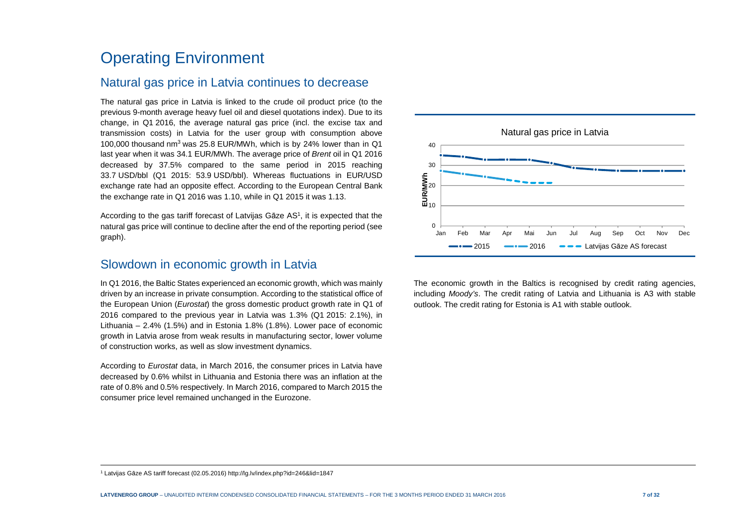# Operating Environment

## Natural gas price in Latvia continues to decrease

The natural gas price in Latvia is linked to the crude oil product price (to the previous 9-month average heavy fuel oil and diesel quotations index). Due to its change, in Q1 2016, the average natural gas price (incl. the excise tax and transmission costs) in Latvia for the user group with consumption above 100,000 thousand $nm^3$ was 25.8 EUR/MWh, which is by 24% lower than in Q1 last year when it was 34.1 EUR/MWh. The average price of *Brent* oil in Q1 2016 decreased by 37.5% compared to the same period in 2015 reaching 33.7 USD/bbl (Q1 2015: 53.9 USD/bbl). Whereas fluctuations in EUR/USD exchange rate had an opposite effect. According to the European Central Bank the exchange rate in Q1 2016 was 1.10, while in Q1 2015 it was 1.13.

According to the gas tariff forecast of Latvijas Gāze AS[1], it is expected that the natural gas price will continue to decline after the end of the reporting period (see graph).

Natural gas price in Latvia

## Slowdown in economic growth in Latvia

In Q1 2016, the Baltic States experienced an economic growth, which was mainly driven by an increase in private consumption. According to the statistical office of the European Union (*Eurostat*) the gross domestic product growth rate in Q1 of 2016 compared to the previous year in Latvia was 1.3% (Q1 2015: 2.1%), in Lithuania – 2.4% (1.5%) and in Estonia 1.8% (1.8%). Lower pace of economic growth in Latvia arose from weak results in manufacturing sector, lower volume of construction works, as well as slow investment dynamics.

According to *Eurostat* data, in March 2016, the consumer prices in Latvia have decreased by 0.6% whilst in Lithuania and Estonia there was an inflation at the rate of 0.8% and 0.5% respectively. In March 2016, compared to March 2015 the consumer price level remained unchanged in the Eurozone.

The economic growth in the Baltics is recognised by credit rating agencies, including *Moody's*. The credit rating of Latvia and Lithuania is A3 with stable outlook. The credit rating for Estonia is A1 with stable outlook.

[1] Latvijas Gāze AS tariff forecast (02.05.2016) http://lg.lv/index.php?id=246&lid=1847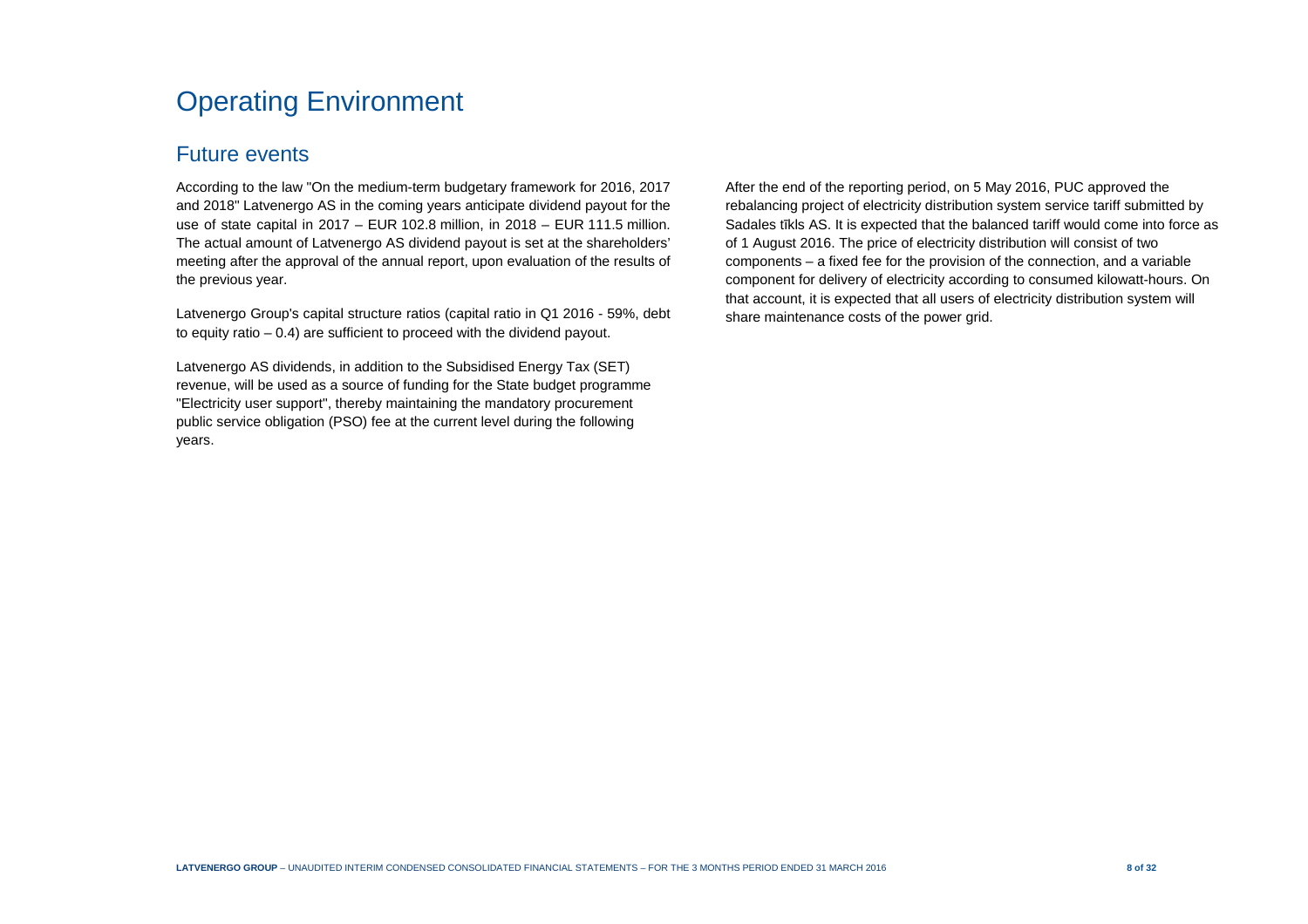# Operating Environment

## Future events

According to the law "On the medium-term budgetary framework for 2016, 2017 and 2018" Latvenergo AS in the coming years anticipate dividend payout for the use of state capital in 2017 – EUR 102.8 million, in 2018 – EUR 111.5 million. The actual amount of Latvenergo AS dividend payout is set at the shareholders' meeting after the approval of the annual report, upon evaluation of the results of the previous year.

Latvenergo Group's capital structure ratios (capital ratio in Q1 2016 - 59%, debt to equity ratio – 0.4) are sufficient to proceed with the dividend payout.

Latvenergo AS dividends, in addition to the Subsidised Energy Tax (SET) revenue, will be used as a source of funding for the State budget programme "Electricity user support", thereby maintaining the mandatory procurement public service obligation (PSO) fee at the current level during the following years.

After the end of the reporting period, on 5 May 2016, PUC approved the rebalancing project of electricity distribution system service tariff submitted by Sadales tīkls AS. It is expected that the balanced tariff would come into force as of 1 August 2016. The price of electricity distribution will consist of two components – a fixed fee for the provision of the connection, and a variable component for delivery of electricity according to consumed kilowatt-hours. On that account, it is expected that all users of electricity distribution system will share maintenance costs of the power grid.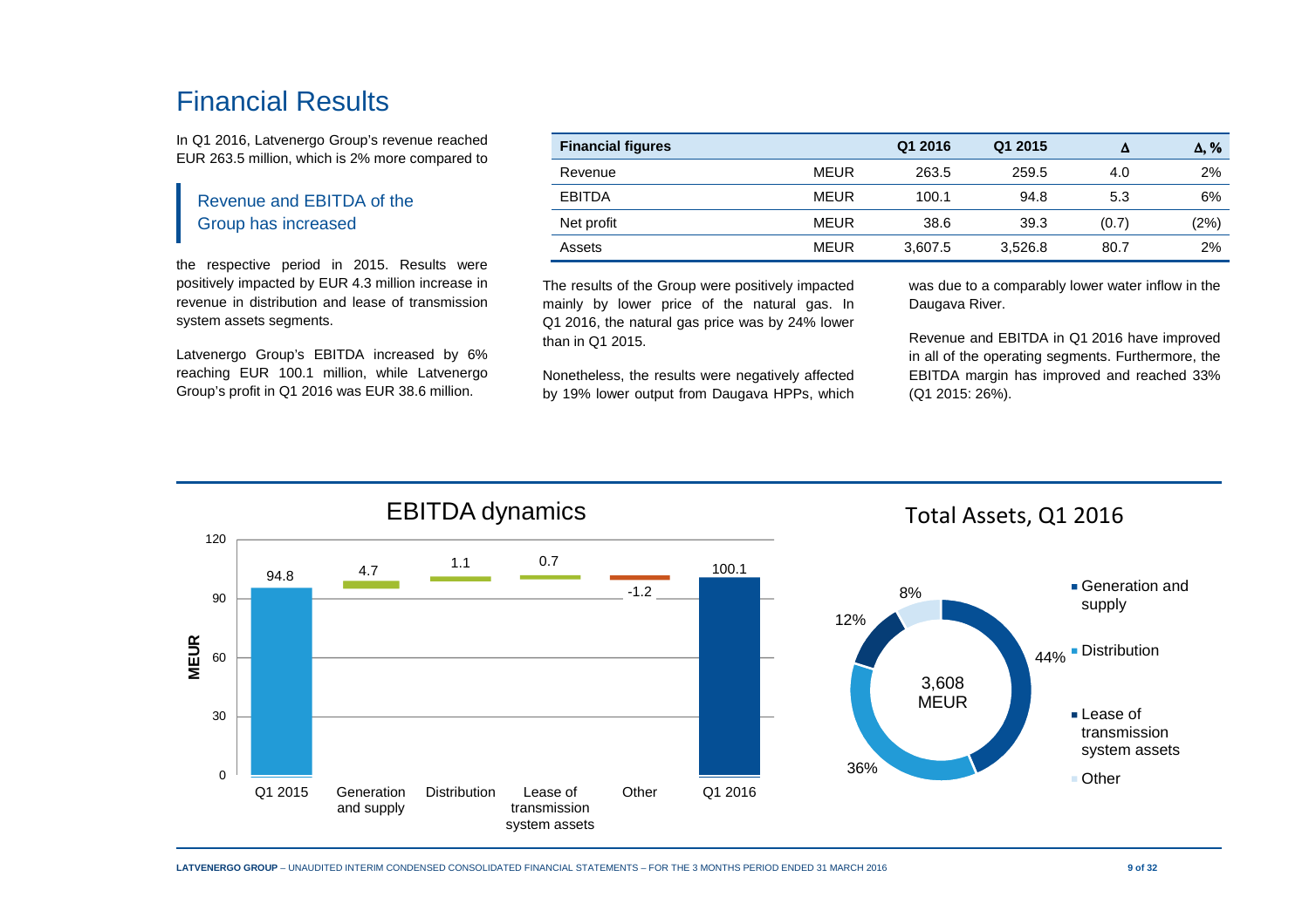# Financial Results

In Q1 2016, Latvenergo Group's revenue reached EUR 263.5 million, which is 2% more compared to the respective period in 2015. Results were positively impacted by EUR 4.3 million increase in revenue in distribution and lease of transmission system assets segments.

> Revenue and EBITDA of the Group has increased

Latvenergo Group's EBITDA increased by 6% reaching EUR 100.1 million, while Latvenergo Group's profit in Q1 2016 was EUR 38.6 million.

| Financial figures | | Q1 2016 | Q1 2015 | Δ | Δ, % |
|---|---|---|---|---|---|
| Revenue | MEUR | 263.5 | 259.5 | 4.0 | 2% |
| EBITDA | MEUR | 100.1 | 94.8 | 5.3 | 6% |
| Net profit | MEUR | 38.6 | 39.3 | (0.7) | (2%) |
| Assets | MEUR | 3,607.5 | 3,526.8 | 80.7 | 2% |

The results of the Group were positively impacted mainly by lower price of the natural gas. In Q1 2016, the natural gas price was by 24% lower than in Q1 2015.

Nonetheless, the results were negatively affected by 19% lower output from Daugava HPPs, which was due to a comparably lower water inflow in the Daugava River.

Revenue and EBITDA in Q1 2016 have improved in all of the operating segments. Furthermore, the EBITDA margin has improved and reached 33% (Q1 2015: 26%).

**EBITDA dynamics**

| | MEUR |
|---|---|
| Q1 2015 | 94.8 |
| Generation and supply | 4.7 |
| Distribution | 1.1 |
| Lease of transmission system assets | 0.7 |
| Other | -1.2 |
| Q1 2016 | 100.1 |

**Total Assets, Q1 2016**

3,608 MEUR

| Segment | Share |
|---|---|
| Generation and supply | 44% |
| Distribution | 36% |
| Lease of transmission system assets | 12% |
| Other | 8% |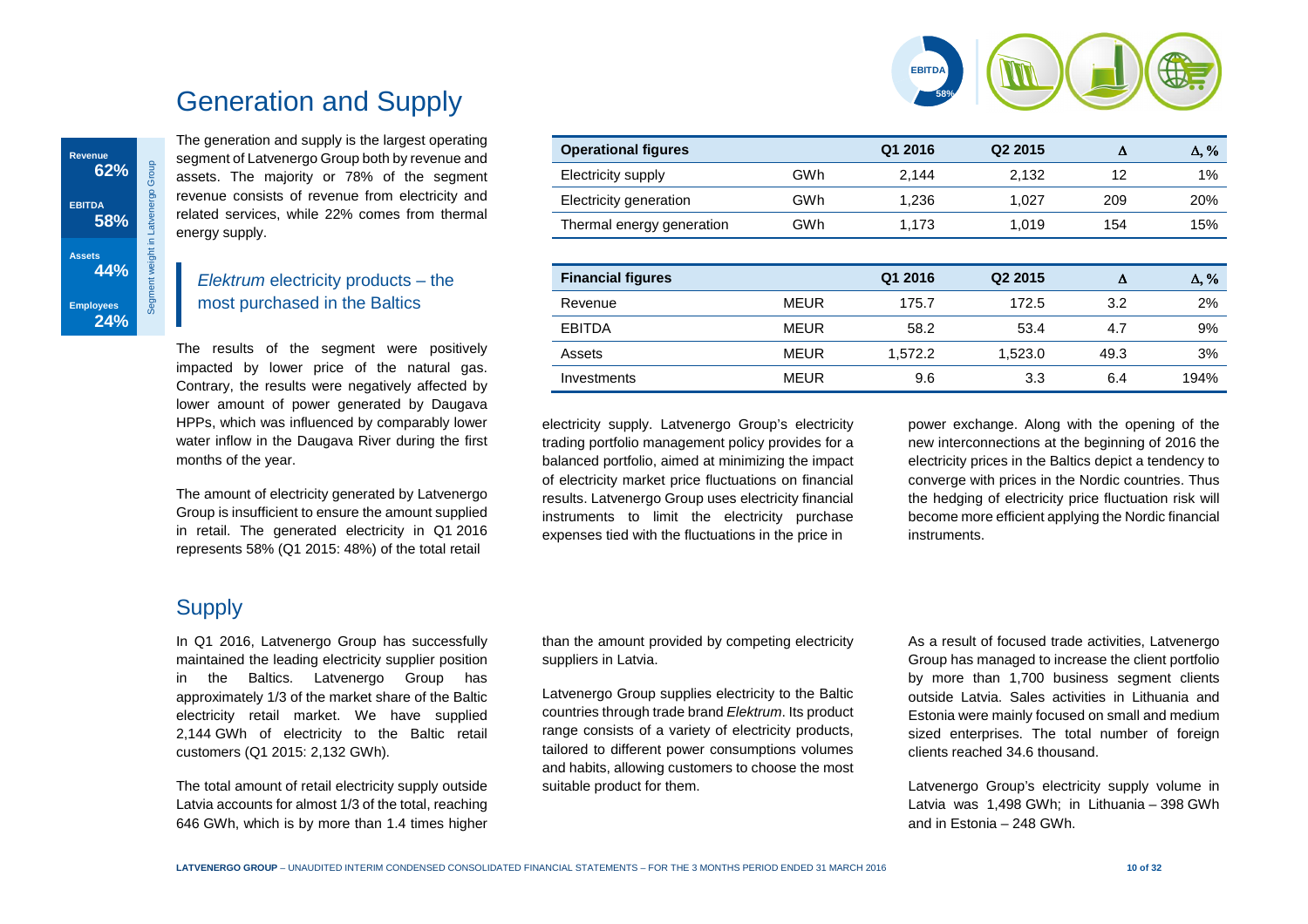# Generation and Supply

Revenue **62%**
EBITDA **58%**
Assets **44%**
Employees **24%**

Segment weight in Latvenergo Group

The generation and supply is the largest operating segment of Latvenergo Group both by revenue and assets. The majority or 78% of the segment revenue consists of revenue from electricity and related services, while 22% comes from thermal energy supply.

### *Elektrum* electricity products – the most purchased in the Baltics

The results of the segment were positively impacted by lower price of the natural gas. Contrary, the results were negatively affected by lower amount of power generated by Daugava HPPs, which was influenced by comparably lower water inflow in the Daugava River during the first months of the year.

The amount of electricity generated by Latvenergo Group is insufficient to ensure the amount supplied in retail. The generated electricity in Q1 2016 represents 58% (Q1 2015: 48%) of the total retail electricity supply. Latvenergo Group's electricity trading portfolio management policy provides for a balanced portfolio, aimed at minimizing the impact of electricity market price fluctuations on financial results. Latvenergo Group uses electricity financial instruments to limit the electricity purchase expenses tied with the fluctuations in the price in power exchange. Along with the opening of the new interconnections at the beginning of 2016 the electricity prices in the Baltics depict a tendency to converge with prices in the Nordic countries. Thus the hedging of electricity price fluctuation risk will become more efficient applying the Nordic financial instruments.

| Operational figures | | Q1 2016 | Q2 2015 | Δ | Δ, % |
|---|---|---|---|---|---|
| Electricity supply | GWh | 2,144 | 2,132 | 12 | 1% |
| Electricity generation | GWh | 1,236 | 1,027 | 209 | 20% |
| Thermal energy generation | GWh | 1,173 | 1,019 | 154 | 15% |

| Financial figures | | Q1 2016 | Q2 2015 | Δ | Δ, % |
|---|---|---|---|---|---|
| Revenue | MEUR | 175.7 | 172.5 | 3.2 | 2% |
| EBITDA | MEUR | 58.2 | 53.4 | 4.7 | 9% |
| Assets | MEUR | 1,572.2 | 1,523.0 | 49.3 | 3% |
| Investments | MEUR | 9.6 | 3.3 | 6.4 | 194% |

## Supply

In Q1 2016, Latvenergo Group has successfully maintained the leading electricity supplier position in the Baltics. Latvenergo Group has approximately 1/3 of the market share of the Baltic electricity retail market. We have supplied 2,144 GWh of electricity to the Baltic retail customers (Q1 2015: 2,132 GWh).

The total amount of retail electricity supply outside Latvia accounts for almost 1/3 of the total, reaching 646 GWh, which is by more than 1.4 times higher than the amount provided by competing electricity suppliers in Latvia.

Latvenergo Group supplies electricity to the Baltic countries through trade brand *Elektrum*. Its product range consists of a variety of electricity products, tailored to different power consumptions volumes and habits, allowing customers to choose the most suitable product for them.

As a result of focused trade activities, Latvenergo Group has managed to increase the client portfolio by more than 1,700 business segment clients outside Latvia. Sales activities in Lithuania and Estonia were mainly focused on small and medium sized enterprises. The total number of foreign clients reached 34.6 thousand.

Latvenergo Group's electricity supply volume in Latvia was 1,498 GWh; in Lithuania – 398 GWh and in Estonia – 248 GWh.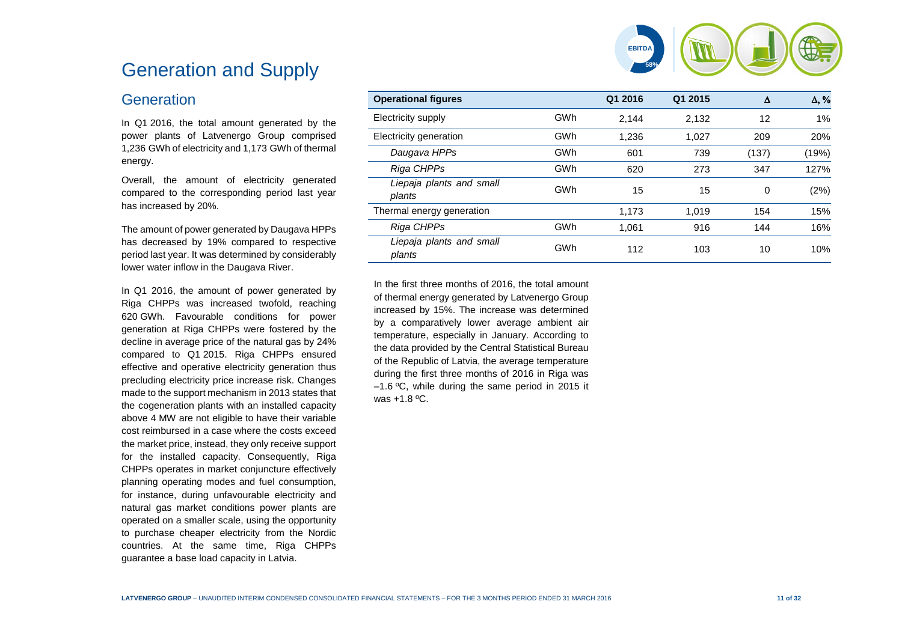# Generation and Supply

## Generation

In Q1 2016, the total amount generated by the power plants of Latvenergo Group comprised 1,236 GWh of electricity and 1,173 GWh of thermal energy.

Overall, the amount of electricity generated compared to the corresponding period last year has increased by 20%.

The amount of power generated by Daugava HPPs has decreased by 19% compared to respective period last year. It was determined by considerably lower water inflow in the Daugava River.

In Q1 2016, the amount of power generated by Riga CHPPs was increased twofold, reaching 620 GWh. Favourable conditions for power generation at Riga CHPPs were fostered by the decline in average price of the natural gas by 24% compared to Q1 2015. Riga CHPPs ensured effective and operative electricity generation thus precluding electricity price increase risk. Changes made to the support mechanism in 2013 states that the cogeneration plants with an installed capacity above 4 MW are not eligible to have their variable cost reimbursed in a case where the costs exceed the market price, instead, they only receive support for the installed capacity. Consequently, Riga CHPPs operates in market conjuncture effectively planning operating modes and fuel consumption, for instance, during unfavourable electricity and natural gas market conditions power plants are operated on a smaller scale, using the opportunity to purchase cheaper electricity from the Nordic countries. At the same time, Riga CHPPs guarantee a base load capacity in Latvia.

| Operational figures | | Q1 2016 | Q1 2015 | Δ | Δ, % |
|---|---|---|---|---|---|
| Electricity supply | GWh | 2,144 | 2,132 | 12 | 1% |
| Electricity generation | GWh | 1,236 | 1,027 | 209 | 20% |
| *Daugava HPPs* | GWh | 601 | 739 | (137) | (19%) |
| *Riga CHPPs* | GWh | 620 | 273 | 347 | 127% |
| *Liepaja plants and small plants* | GWh | 15 | 15 | 0 | (2%) |
| Thermal energy generation | | 1,173 | 1,019 | 154 | 15% |
| *Riga CHPPs* | GWh | 1,061 | 916 | 144 | 16% |
| *Liepaja plants and small plants* | GWh | 112 | 103 | 10 | 10% |

In the first three months of 2016, the total amount of thermal energy generated by Latvenergo Group increased by 15%. The increase was determined by a comparatively lower average ambient air temperature, especially in January. According to the data provided by the Central Statistical Bureau of the Republic of Latvia, the average temperature during the first three months of 2016 in Riga was –1.6 ºC, while during the same period in 2015 it was +1.8 ºC.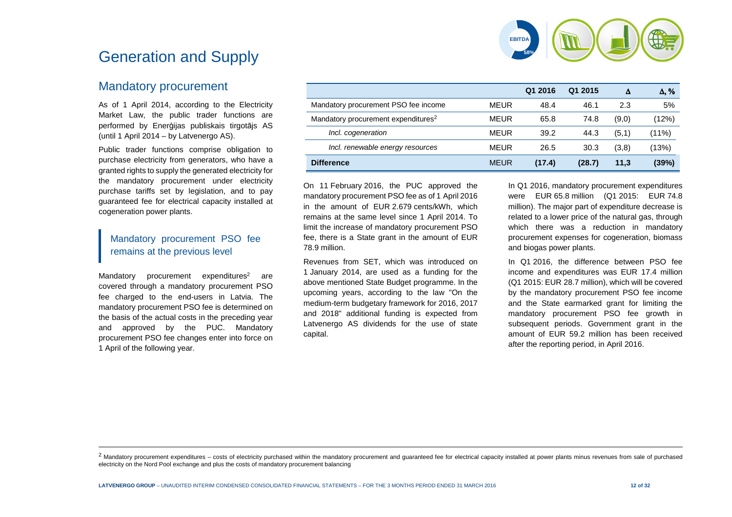# Generation and Supply

## Mandatory procurement

As of 1 April 2014, according to the Electricity Market Law, the public trader functions are performed by Enerģijas publiskais tirgotājs AS (until 1 April 2014 – by Latvenergo AS).

Public trader functions comprise obligation to purchase electricity from generators, who have a granted rights to supply the generated electricity for the mandatory procurement under electricity purchase tariffs set by legislation, and to pay guaranteed fee for electrical capacity installed at cogeneration power plants.

### Mandatory procurement PSO fee remains at the previous level

Mandatory procurement expenditures[2] are covered through a mandatory procurement PSO fee charged to the end-users in Latvia. The mandatory procurement PSO fee is determined on the basis of the actual costs in the preceding year and approved by the PUC. Mandatory procurement PSO fee changes enter into force on 1 April of the following year.

| | | Q1 2016 | Q1 2015 | Δ | Δ, % |
|---|---|---|---|---|---|
| Mandatory procurement PSO fee income | MEUR | 48.4 | 46.1 | 2.3 | 5% |
| Mandatory procurement expenditures[2] | MEUR | 65.8 | 74.8 | (9,0) | (12%) |
| *Incl. cogeneration* | MEUR | 39.2 | 44.3 | (5,1) | (11%) |
| *Incl. renewable energy resources* | MEUR | 26.5 | 30.3 | (3,8) | (13%) |
| **Difference** | MEUR | **(17.4)** | **(28.7)** | **11,3** | **(39%)** |

On 11 February 2016, the PUC approved the mandatory procurement PSO fee as of 1 April 2016 in the amount of EUR 2.679 cents/kWh, which remains at the same level since 1 April 2014. To limit the increase of mandatory procurement PSO fee, there is a State grant in the amount of EUR 78.9 million.

Revenues from SET, which was introduced on 1 January 2014, are used as a funding for the above mentioned State Budget programme. In the upcoming years, according to the law "On the medium-term budgetary framework for 2016, 2017 and 2018" additional funding is expected from Latvenergo AS dividends for the use of state capital.

In Q1 2016, mandatory procurement expenditures were EUR 65.8 million (Q1 2015: EUR 74.8 million). The major part of expenditure decrease is related to a lower price of the natural gas, through which there was a reduction in mandatory procurement expenses for cogeneration, biomass and biogas power plants.

In Q1 2016, the difference between PSO fee income and expenditures was EUR 17.4 million (Q1 2015: EUR 28.7 million), which will be covered by the mandatory procurement PSO fee income and the State earmarked grant for limiting the mandatory procurement PSO fee growth in subsequent periods. Government grant in the amount of EUR 59.2 million has been received after the reporting period, in April 2016.

[2] Mandatory procurement expenditures – costs of electricity purchased within the mandatory procurement and guaranteed fee for electrical capacity installed at power plants minus revenues from sale of purchased electricity on the Nord Pool exchange and plus the costs of mandatory procurement balancing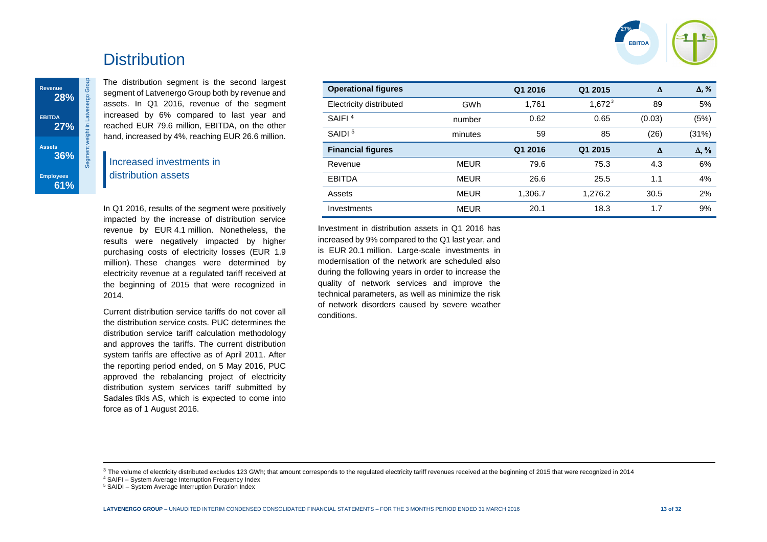# Distribution

| Segment weight in Latvenergo Group | |
|---|---|
| Revenue | 28% |
| EBITDA | 27% |
| Assets | 36% |
| Employees | 61% |

The distribution segment is the second largest segment of Latvenergo Group both by revenue and assets. In Q1 2016, revenue of the segment increased by 6% compared to last year and reached EUR 79.6 million, EBITDA, on the other hand, increased by 4%, reaching EUR 26.6 million.

## Increased investments in distribution assets

In Q1 2016, results of the segment were positively impacted by the increase of distribution service revenue by EUR 4.1 million. Nonetheless, the results were negatively impacted by higher purchasing costs of electricity losses (EUR 1.9 million). These changes were determined by electricity revenue at a regulated tariff received at the beginning of 2015 that were recognized in 2014.

Current distribution service tariffs do not cover all the distribution service costs. PUC determines the distribution service tariff calculation methodology and approves the tariffs. The current distribution system tariffs are effective as of April 2011. After the reporting period ended, on 5 May 2016, PUC approved the rebalancing project of electricity distribution system services tariff submitted by Sadales tīkls AS, which is expected to come into force as of 1 August 2016.

| **Operational figures** | | **Q1 2016** | **Q1 2015** | **Δ** | **Δ, %** |
|---|---|---|---|---|---|
| Electricity distributed | GWh | 1,761 | 1,672[3] | 89 | 5% |
| SAIFI[4] | number | 0.62 | 0.65 | (0.03) | (5%) |
| SAIDI[5] | minutes | 59 | 85 | (26) | (31%) |
| **Financial figures** | | **Q1 2016** | **Q1 2015** | **Δ** | **Δ, %** |
| Revenue | MEUR | 79.6 | 75.3 | 4.3 | 6% |
| EBITDA | MEUR | 26.6 | 25.5 | 1.1 | 4% |
| Assets | MEUR | 1,306.7 | 1,276.2 | 30.5 | 2% |
| Investments | MEUR | 20.1 | 18.3 | 1.7 | 9% |

Investment in distribution assets in Q1 2016 has increased by 9% compared to the Q1 last year, and is EUR 20.1 million. Large-scale investments in modernisation of the network are scheduled also during the following years in order to increase the quality of network services and improve the technical parameters, as well as minimize the risk of network disorders caused by severe weather conditions.

[3] The volume of electricity distributed excludes 123 GWh; that amount corresponds to the regulated electricity tariff revenues received at the beginning of 2015 that were recognized in 2014

[4] SAIFI – System Average Interruption Frequency Index

[5] SAIDI – System Average Interruption Duration Index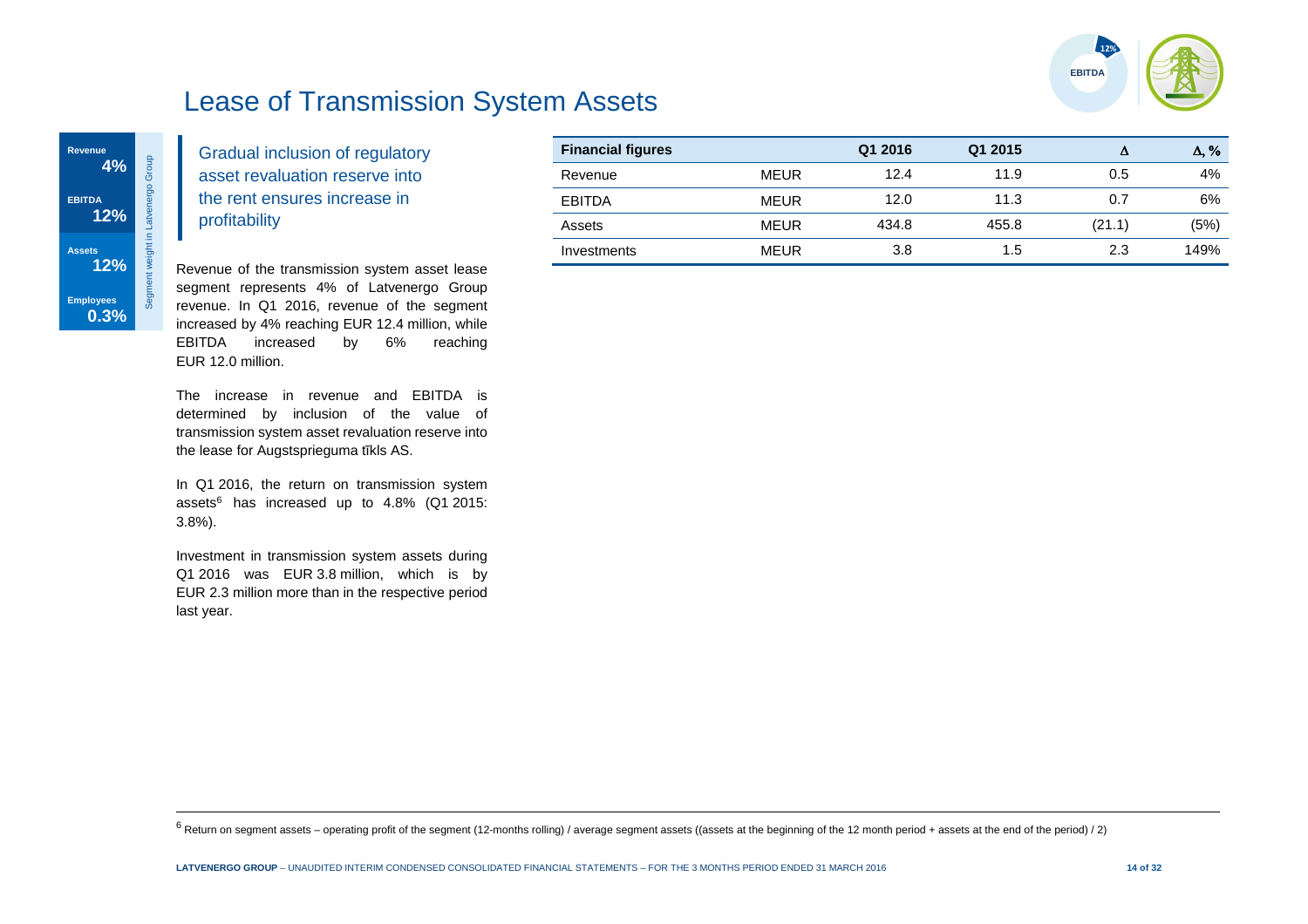# Lease of Transmission System Assets

Segment weight in Latvenergo Group

- **Revenue** 4%
- **EBITDA** 12%
- **Assets** 12%
- **Employees** 0.3%

## Gradual inclusion of regulatory asset revaluation reserve into the rent ensures increase in profitability

Revenue of the transmission system asset lease segment represents 4% of Latvenergo Group revenue. In Q1 2016, revenue of the segment increased by 4% reaching EUR 12.4 million, while EBITDA increased by 6% reaching EUR 12.0 million.

The increase in revenue and EBITDA is determined by inclusion of the value of transmission system asset revaluation reserve into the lease for Augstsprieguma tīkls AS.

In Q1 2016, the return on transmission system assets[6] has increased up to 4.8% (Q1 2015: 3.8%).

Investment in transmission system assets during Q1 2016 was EUR 3.8 million, which is by EUR 2.3 million more than in the respective period last year.

| Financial figures | | Q1 2016 | Q1 2015 | Δ | Δ, % |
|---|---|---|---|---|---|
| Revenue | MEUR | 12.4 | 11.9 | 0.5 | 4% |
| EBITDA | MEUR | 12.0 | 11.3 | 0.7 | 6% |
| Assets | MEUR | 434.8 | 455.8 | (21.1) | (5%) |
| Investments | MEUR | 3.8 | 1.5 | 2.3 | 149% |

[6] Return on segment assets – operating profit of the segment (12-months rolling) / average segment assets ((assets at the beginning of the 12 month period + assets at the end of the period) / 2)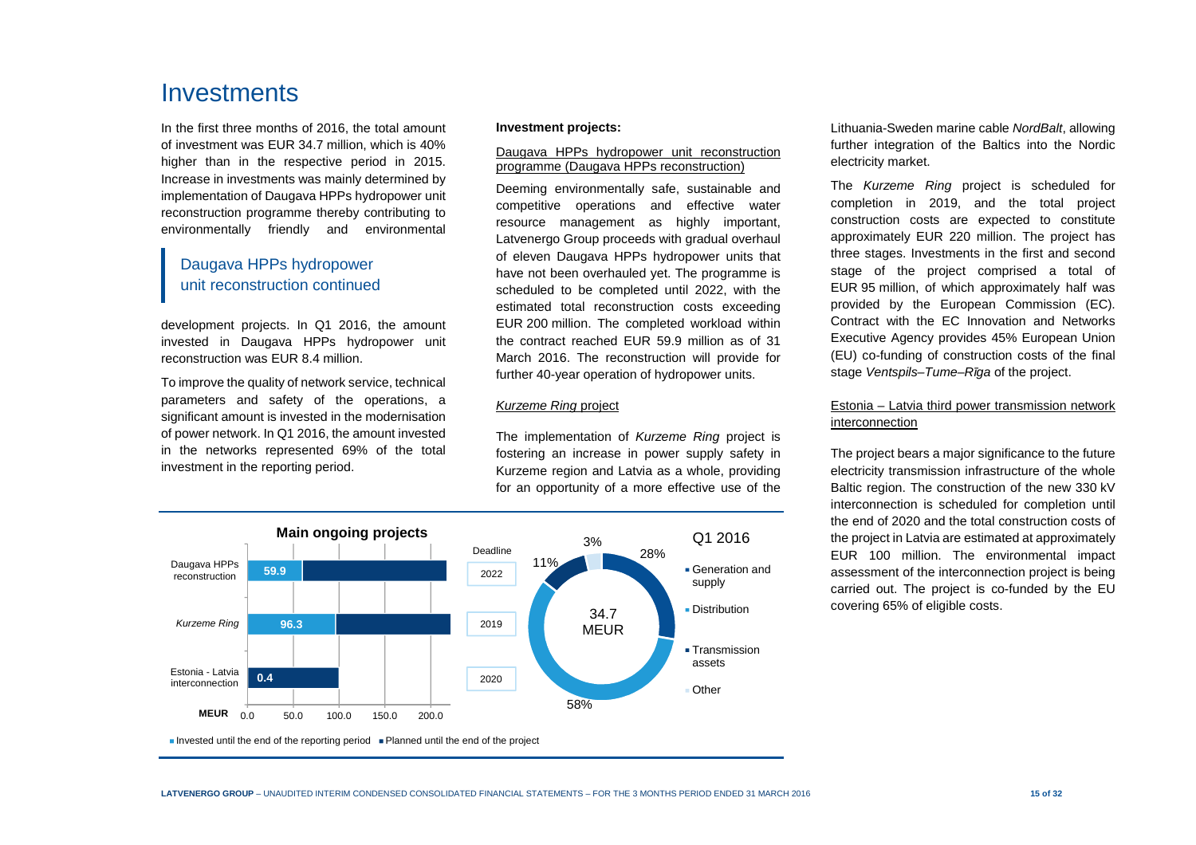# Investments

In the first three months of 2016, the total amount of investment was EUR 34.7 million, which is 40% higher than in the respective period in 2015. Increase in investments was mainly determined by implementation of Daugava HPPs hydropower unit reconstruction programme thereby contributing to environmentally friendly and environmental development projects. In Q1 2016, the amount invested in Daugava HPPs hydropower unit reconstruction was EUR 8.4 million.

## Daugava HPPs hydropower unit reconstruction continued

To improve the quality of network service, technical parameters and safety of the operations, a significant amount is invested in the modernisation of power network. In Q1 2016, the amount invested in the networks represented 69% of the total investment in the reporting period.

**Investment projects:**

Daugava HPPs hydropower unit reconstruction programme (Daugava HPPs reconstruction)

Deeming environmentally safe, sustainable and competitive operations and effective water resource management as highly important, Latvenergo Group proceeds with gradual overhaul of eleven Daugava HPPs hydropower units that have not been overhauled yet. The programme is scheduled to be completed until 2022, with the estimated total reconstruction costs exceeding EUR 200 million. The completed workload within the contract reached EUR 59.9 million as of 31 March 2016. The reconstruction will provide for further 40-year operation of hydropower units.

*Kurzeme Ring* project

The implementation of *Kurzeme Ring* project is fostering an increase in power supply safety in Kurzeme region and Latvia as a whole, providing for an opportunity of a more effective use of the Lithuania-Sweden marine cable *NordBalt*, allowing further integration of the Baltics into the Nordic electricity market.

The *Kurzeme Ring* project is scheduled for completion in 2019, and the total project construction costs are expected to constitute approximately EUR 220 million. The project has three stages. Investments in the first and second stage of the project comprised a total of EUR 95 million, of which approximately half was provided by the European Commission (EC). Contract with the EC Innovation and Networks Executive Agency provides 45% European Union (EU) co-funding of construction costs of the final stage *Ventspils–Tume–Rīga* of the project.

Estonia – Latvia third power transmission network interconnection

The project bears a major significance to the future electricity transmission infrastructure of the whole Baltic region. The construction of the new 330 kV interconnection is scheduled for completion until the end of 2020 and the total construction costs of the project in Latvia are estimated at approximately EUR 100 million. The environmental impact assessment of the interconnection project is being carried out. The project is co-funded by the EU covering 65% of eligible costs.

**Main ongoing projects**

| Project | Invested until the end of the reporting period (MEUR) | Deadline |
|---|---|---|
| Daugava HPPs reconstruction | 59.9 | 2022 |
| *Kurzeme Ring* | 96.3 | 2019 |
| Estonia - Latvia interconnection | 0.4 | 2020 |

■ Invested until the end of the reporting period ■ Planned until the end of the project

**Q1 2016** — 34.7 MEUR

| Segment | Share |
|---|---|
| Generation and supply | 28% |
| Distribution | 58% |
| Transmission assets | 11% |
| Other | 3% |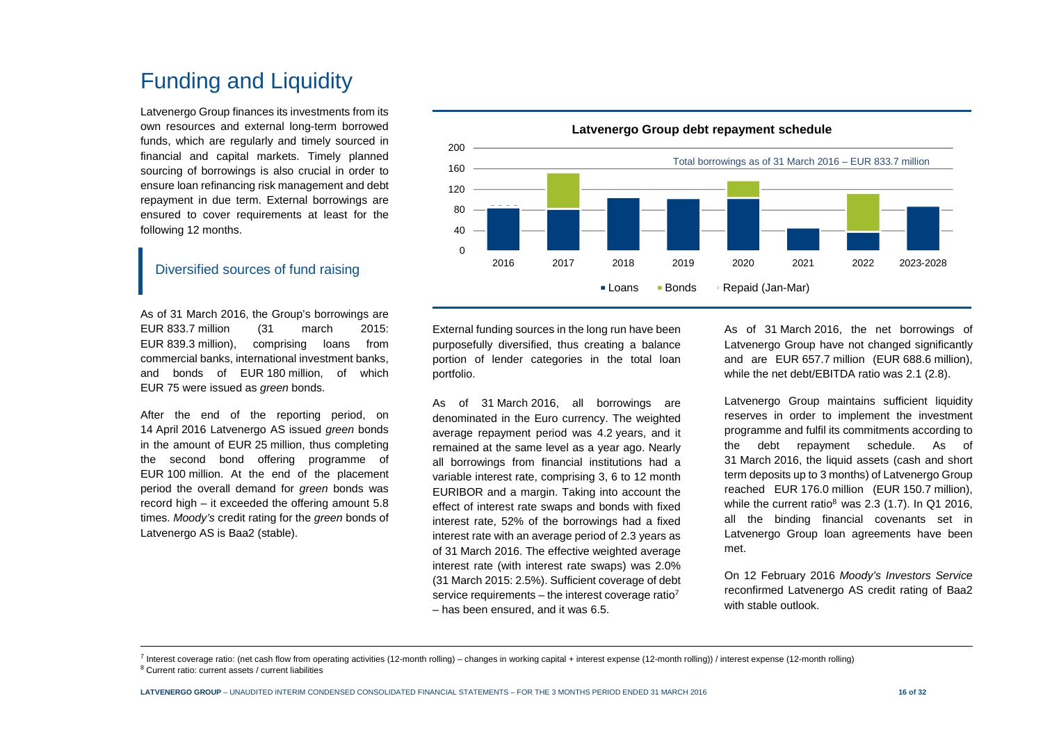# Funding and Liquidity

Latvenergo Group finances its investments from its own resources and external long-term borrowed funds, which are regularly and timely sourced in financial and capital markets. Timely planned sourcing of borrowings is also crucial in order to ensure loan refinancing risk management and debt repayment in due term. External borrowings are ensured to cover requirements at least for the following 12 months.

## Diversified sources of fund raising

As of 31 March 2016, the Group's borrowings are EUR 833.7 million (31 march 2015: EUR 839.3 million), comprising loans from commercial banks, international investment banks, and bonds of EUR 180 million, of which EUR 75 were issued as *green* bonds.

After the end of the reporting period, on 14 April 2016 Latvenergo AS issued *green* bonds in the amount of EUR 25 million, thus completing the second bond offering programme of EUR 100 million. At the end of the placement period the overall demand for *green* bonds was record high – it exceeded the offering amount 5.8 times. *Moody's* credit rating for the *green* bonds of Latvenergo AS is Baa2 (stable).

**Latvenergo Group debt repayment schedule**

Total borrowings as of 31 March 2016 – EUR 833.7 million

Legend: Loans, Bonds, Repaid (Jan-Mar)

Years: 2016, 2017, 2018, 2019, 2020, 2021, 2022, 2023-2028

External funding sources in the long run have been purposefully diversified, thus creating a balance portion of lender categories in the total loan portfolio.

As of 31 March 2016, all borrowings are denominated in the Euro currency. The weighted average repayment period was 4.2 years, and it remained at the same level as a year ago. Nearly all borrowings from financial institutions had a variable interest rate, comprising 3, 6 to 12 month EURIBOR and a margin. Taking into account the effect of interest rate swaps and bonds with fixed interest rate, 52% of the borrowings had a fixed interest rate with an average period of 2.3 years as of 31 March 2016. The effective weighted average interest rate (with interest rate swaps) was 2.0% (31 March 2015: 2.5%). Sufficient coverage of debt service requirements – the interest coverage ratio[7] – has been ensured, and it was 6.5.

As of 31 March 2016, the net borrowings of Latvenergo Group have not changed significantly and are EUR 657.7 million (EUR 688.6 million), while the net debt/EBITDA ratio was 2.1 (2.8).

Latvenergo Group maintains sufficient liquidity reserves in order to implement the investment programme and fulfil its commitments according to the debt repayment schedule. As of 31 March 2016, the liquid assets (cash and short term deposits up to 3 months) of Latvenergo Group reached EUR 176.0 million (EUR 150.7 million), while the current ratio[8] was 2.3 (1.7). In Q1 2016, all the binding financial covenants set in Latvenergo Group loan agreements have been met.

On 12 February 2016 *Moody's Investors Service* reconfirmed Latvenergo AS credit rating of Baa2 with stable outlook.

[7] Interest coverage ratio: (net cash flow from operating activities (12-month rolling) – changes in working capital + interest expense (12-month rolling)) / interest expense (12-month rolling)

[8] Current ratio: current assets / current liabilities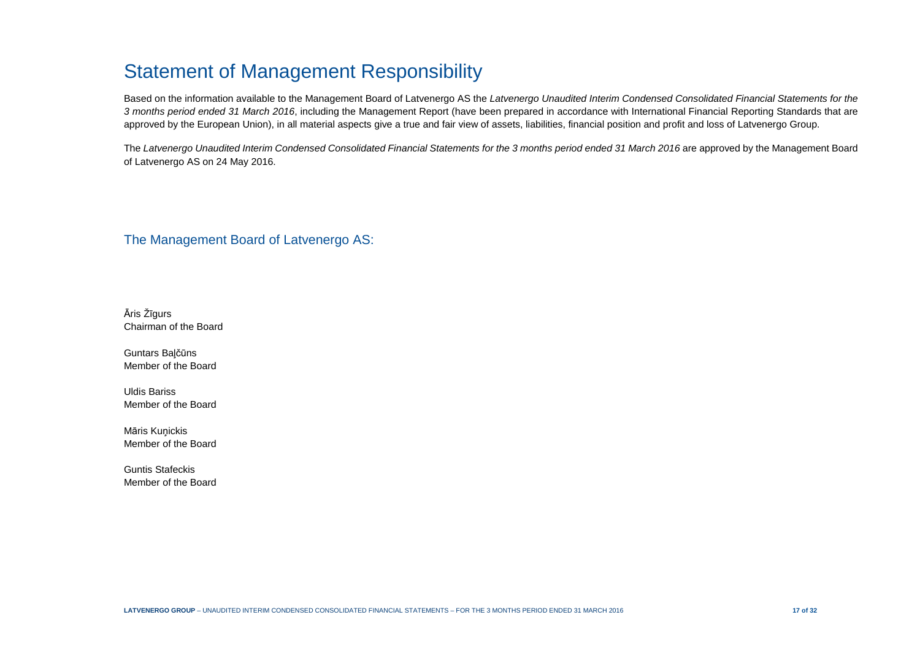# Statement of Management Responsibility

Based on the information available to the Management Board of Latvenergo AS the *Latvenergo Unaudited Interim Condensed Consolidated Financial Statements for the 3 months period ended 31 March 2016*, including the Management Report (have been prepared in accordance with International Financial Reporting Standards that are approved by the European Union), in all material aspects give a true and fair view of assets, liabilities, financial position and profit and loss of Latvenergo Group.

The *Latvenergo Unaudited Interim Condensed Consolidated Financial Statements for the 3 months period ended 31 March 2016* are approved by the Management Board of Latvenergo AS on 24 May 2016.

## The Management Board of Latvenergo AS:

Āris Žīgurs
Chairman of the Board

Guntars Baļčūns
Member of the Board

Uldis Bariss
Member of the Board

Māris Kuņickis
Member of the Board

Guntis Stafeckis
Member of the Board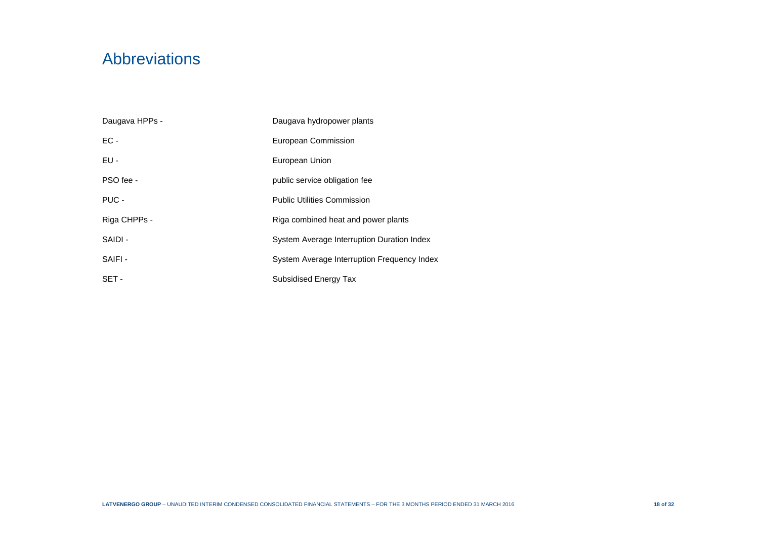# Abbreviations

| | |
|---|---|
| Daugava HPPs - | Daugava hydropower plants |
| EC - | European Commission |
| EU - | European Union |
| PSO fee - | public service obligation fee |
| PUC - | Public Utilities Commission |
| Riga CHPPs - | Riga combined heat and power plants |
| SAIDI - | System Average Interruption Duration Index |
| SAIFI - | System Average Interruption Frequency Index |
| SET - | Subsidised Energy Tax |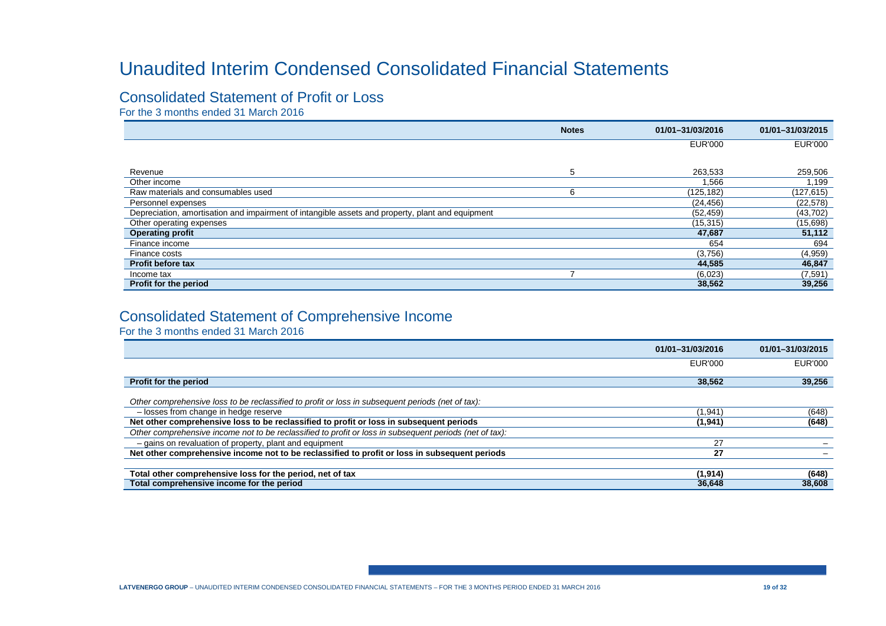# Unaudited Interim Condensed Consolidated Financial Statements

## Consolidated Statement of Profit or Loss

For the 3 months ended 31 March 2016

| | Notes | 01/01–31/03/2016 | 01/01–31/03/2015 |
|---|---|---|---|
| | | EUR'000 | EUR'000 |
| Revenue | 5 | 263,533 | 259,506 |
| Other income | | 1,566 | 1,199 |
| Raw materials and consumables used | 6 | (125,182) | (127,615) |
| Personnel expenses | | (24,456) | (22,578) |
| Depreciation, amortisation and impairment of intangible assets and property, plant and equipment | | (52,459) | (43,702) |
| Other operating expenses | | (15,315) | (15,698) |
| **Operating profit** | | **47,687** | **51,112** |
| Finance income | | 654 | 694 |
| Finance costs | | (3,756) | (4,959) |
| **Profit before tax** | | **44,585** | **46,847** |
| Income tax | 7 | (6,023) | (7,591) |
| **Profit for the period** | | **38,562** | **39,256** |

## Consolidated Statement of Comprehensive Income

For the 3 months ended 31 March 2016

| | 01/01–31/03/2016 | 01/01–31/03/2015 |
|---|---|---|
| | EUR'000 | EUR'000 |
| **Profit for the period** | **38,562** | **39,256** |
| *Other comprehensive loss to be reclassified to profit or loss in subsequent periods (net of tax):* | | |
| – losses from change in hedge reserve | (1,941) | (648) |
| **Net other comprehensive loss to be reclassified to profit or loss in subsequent periods** | **(1,941)** | **(648)** |
| *Other comprehensive income not to be reclassified to profit or loss in subsequent periods (net of tax):* | | |
| – gains on revaluation of property, plant and equipment | 27 | – |
| **Net other comprehensive income not to be reclassified to profit or loss in subsequent periods** | **27** | – |
| **Total other comprehensive loss for the period, net of tax** | **(1,914)** | **(648)** |
| **Total comprehensive income for the period** | **36,648** | **38,608** |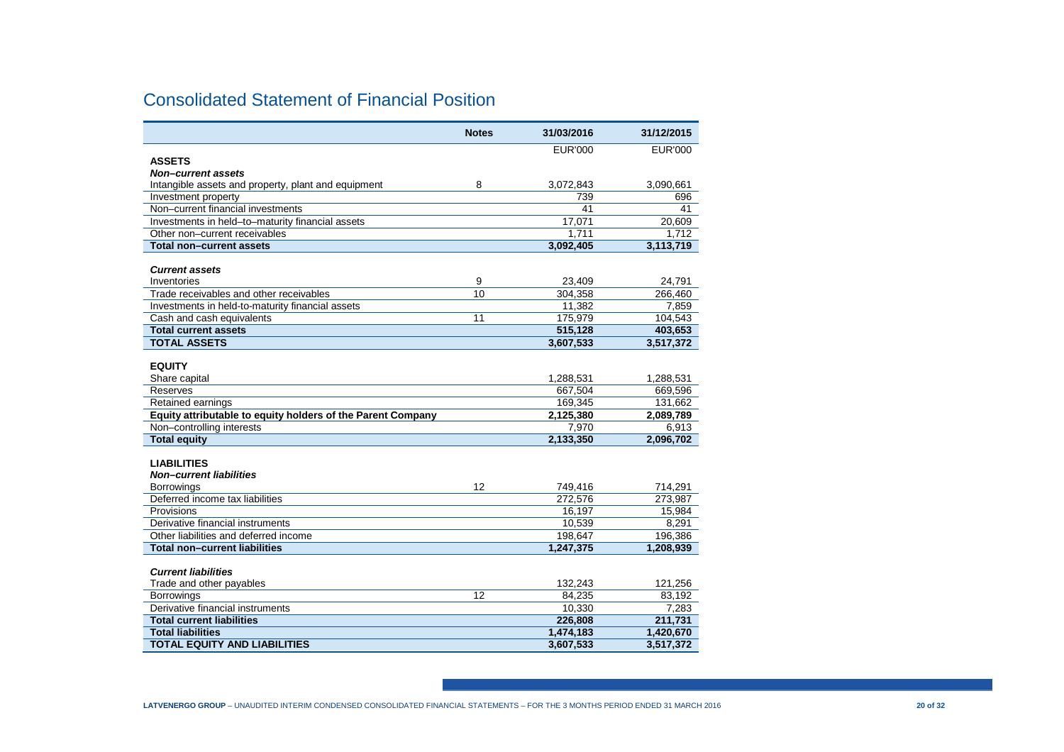## Consolidated Statement of Financial Position

| | Notes | 31/03/2016 | 31/12/2015 |
|---|---|---|---|
| | | EUR'000 | EUR'000 |
| **ASSETS** | | | |
| ***Non–current assets*** | | | |
| Intangible assets and property, plant and equipment | 8 | 3,072,843 | 3,090,661 |
| Investment property | | 739 | 696 |
| Non–current financial investments | | 41 | 41 |
| Investments in held–to–maturity financial assets | | 17,071 | 20,609 |
| Other non–current receivables | | 1,711 | 1,712 |
| **Total non–current assets** | | **3,092,405** | **3,113,719** |
| ***Current assets*** | | | |
| Inventories | 9 | 23,409 | 24,791 |
| Trade receivables and other receivables | 10 | 304,358 | 266,460 |
| Investments in held-to-maturity financial assets | | 11,382 | 7,859 |
| Cash and cash equivalents | 11 | 175,979 | 104,543 |
| **Total current assets** | | **515,128** | **403,653** |
| **TOTAL ASSETS** | | **3,607,533** | **3,517,372** |
| **EQUITY** | | | |
| Share capital | | 1,288,531 | 1,288,531 |
| Reserves | | 667,504 | 669,596 |
| Retained earnings | | 169,345 | 131,662 |
| **Equity attributable to equity holders of the Parent Company** | | **2,125,380** | **2,089,789** |
| Non–controlling interests | | 7,970 | 6,913 |
| **Total equity** | | **2,133,350** | **2,096,702** |
| **LIABILITIES** | | | |
| ***Non–current liabilities*** | | | |
| Borrowings | 12 | 749,416 | 714,291 |
| Deferred income tax liabilities | | 272,576 | 273,987 |
| Provisions | | 16,197 | 15,984 |
| Derivative financial instruments | | 10,539 | 8,291 |
| Other liabilities and deferred income | | 198,647 | 196,386 |
| **Total non–current liabilities** | | **1,247,375** | **1,208,939** |
| ***Current liabilities*** | | | |
| Trade and other payables | | 132,243 | 121,256 |
| Borrowings | 12 | 84,235 | 83,192 |
| Derivative financial instruments | | 10,330 | 7,283 |
| **Total current liabilities** | | **226,808** | **211,731** |
| **Total liabilities** | | **1,474,183** | **1,420,670** |
| **TOTAL EQUITY AND LIABILITIES** | | **3,607,533** | **3,517,372** |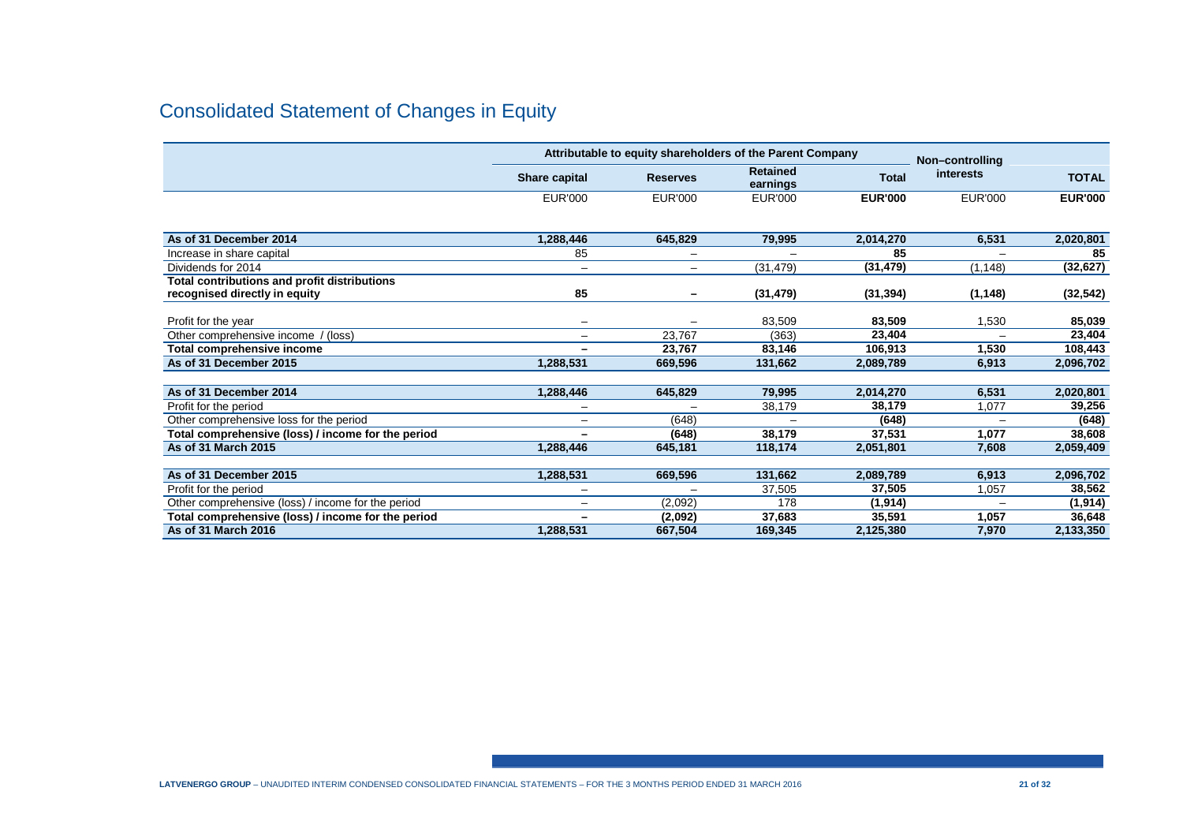# Consolidated Statement of Changes in Equity

| | Attributable to equity shareholders of the Parent Company | | | | Non–controlling interests | TOTAL |
|---|---|---|---|---|---|---|
| | Share capital | Reserves | Retained earnings | Total | | |
| | EUR'000 | EUR'000 | EUR'000 | **EUR'000** | EUR'000 | **EUR'000** |
| **As of 31 December 2014** | **1,288,446** | **645,829** | **79,995** | **2,014,270** | **6,531** | **2,020,801** |
| Increase in share capital | 85 | – | – | **85** | – | **85** |
| Dividends for 2014 | – | – | (31,479) | **(31,479)** | (1,148) | **(32,627)** |
| **Total contributions and profit distributions recognised directly in equity** | **85** | **–** | **(31,479)** | **(31,394)** | **(1,148)** | **(32,542)** |
| Profit for the year | – | – | 83,509 | **83,509** | 1,530 | **85,039** |
| Other comprehensive income / (loss) | – | 23,767 | (363) | **23,404** | – | **23,404** |
| **Total comprehensive income** | **–** | **23,767** | **83,146** | **106,913** | **1,530** | **108,443** |
| **As of 31 December 2015** | **1,288,531** | **669,596** | **131,662** | **2,089,789** | **6,913** | **2,096,702** |
| | | | | | | |
| **As of 31 December 2014** | **1,288,446** | **645,829** | **79,995** | **2,014,270** | **6,531** | **2,020,801** |
| Profit for the period | – | – | 38,179 | **38,179** | 1,077 | **39,256** |
| Other comprehensive loss for the period | – | (648) | – | **(648)** | – | **(648)** |
| **Total comprehensive (loss) / income for the period** | **–** | **(648)** | **38,179** | **37,531** | **1,077** | **38,608** |
| **As of 31 March 2015** | **1,288,446** | **645,181** | **118,174** | **2,051,801** | **7,608** | **2,059,409** |
| | | | | | | |
| **As of 31 December 2015** | **1,288,531** | **669,596** | **131,662** | **2,089,789** | **6,913** | **2,096,702** |
| Profit for the period | – | – | 37,505 | **37,505** | 1,057 | **38,562** |
| Other comprehensive (loss) / income for the period | – | (2,092) | 178 | **(1,914)** | – | **(1,914)** |
| **Total comprehensive (loss) / income for the period** | **–** | **(2,092)** | **37,683** | **35,591** | **1,057** | **36,648** |
| **As of 31 March 2016** | **1,288,531** | **667,504** | **169,345** | **2,125,380** | **7,970** | **2,133,350** |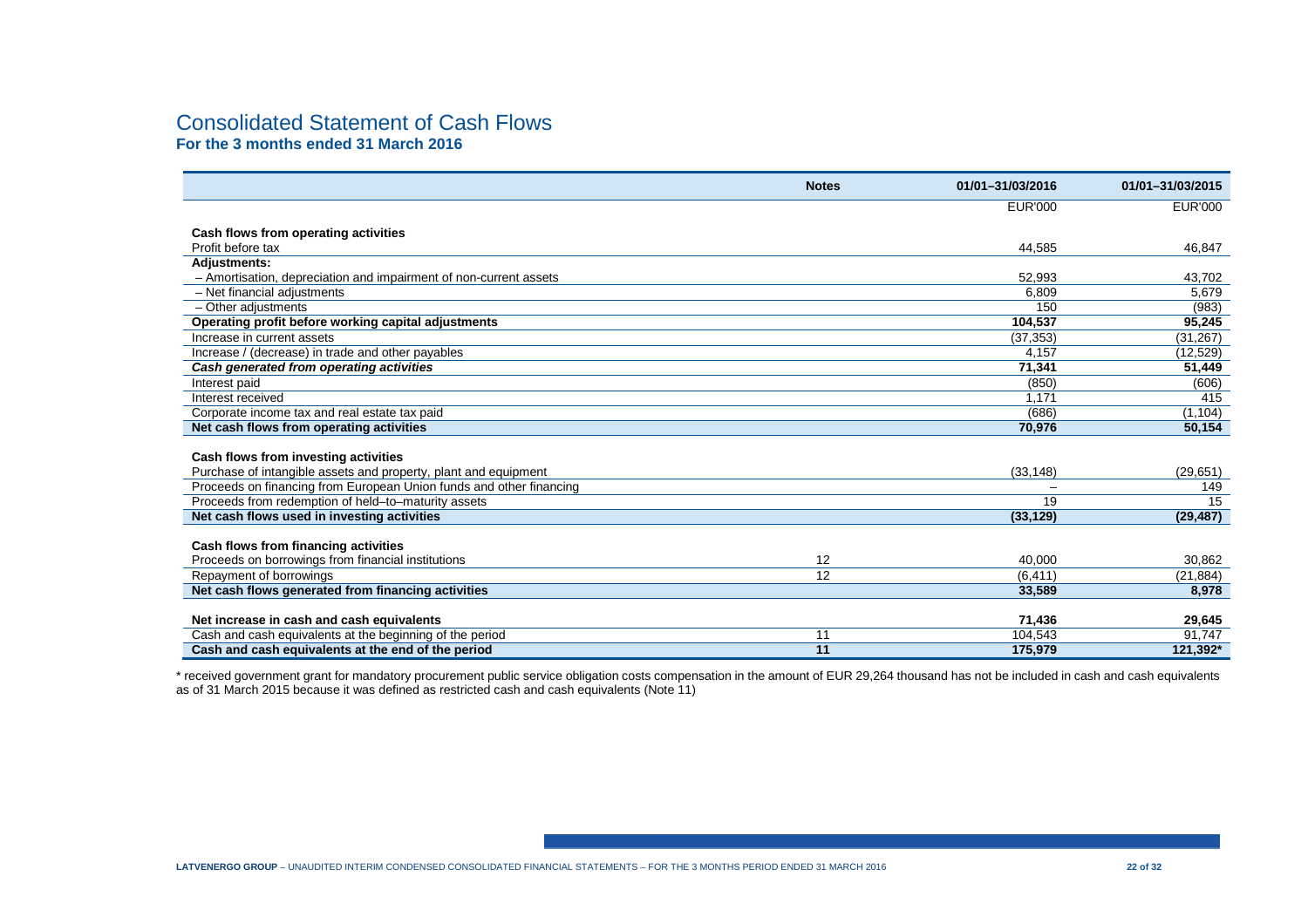# Consolidated Statement of Cash Flows

**For the 3 months ended 31 March 2016**

| | Notes | 01/01–31/03/2016 | 01/01–31/03/2015 |
|---|---|---|---|
| | | EUR'000 | EUR'000 |
| **Cash flows from operating activities** | | | |
| Profit before tax | | 44,585 | 46,847 |
| **Adjustments:** | | | |
| – Amortisation, depreciation and impairment of non-current assets | | 52,993 | 43,702 |
| – Net financial adjustments | | 6,809 | 5,679 |
| – Other adjustments | | 150 | (983) |
| **Operating profit before working capital adjustments** | | **104,537** | **95,245** |
| Increase in current assets | | (37,353) | (31,267) |
| Increase / (decrease) in trade and other payables | | 4,157 | (12,529) |
| ***Cash generated from operating activities*** | | **71,341** | **51,449** |
| Interest paid | | (850) | (606) |
| Interest received | | 1,171 | 415 |
| Corporate income tax and real estate tax paid | | (686) | (1,104) |
| **Net cash flows from operating activities** | | **70,976** | **50,154** |
| **Cash flows from investing activities** | | | |
| Purchase of intangible assets and property, plant and equipment | | (33,148) | (29,651) |
| Proceeds on financing from European Union funds and other financing | | – | 149 |
| Proceeds from redemption of held–to–maturity assets | | 19 | 15 |
| **Net cash flows used in investing activities** | | **(33,129)** | **(29,487)** |
| **Cash flows from financing activities** | | | |
| Proceeds on borrowings from financial institutions | 12 | 40,000 | 30,862 |
| Repayment of borrowings | 12 | (6,411) | (21,884) |
| **Net cash flows generated from financing activities** | | **33,589** | **8,978** |
| **Net increase in cash and cash equivalents** | | **71,436** | **29,645** |
| Cash and cash equivalents at the beginning of the period | 11 | 104,543 | 91,747 |
| **Cash and cash equivalents at the end of the period** | **11** | **175,979** | **121,392*** |

\* received government grant for mandatory procurement public service obligation costs compensation in the amount of EUR 29,264 thousand has not been included in cash and cash equivalents as of 31 March 2015 because it was defined as restricted cash and cash equivalents (Note 11)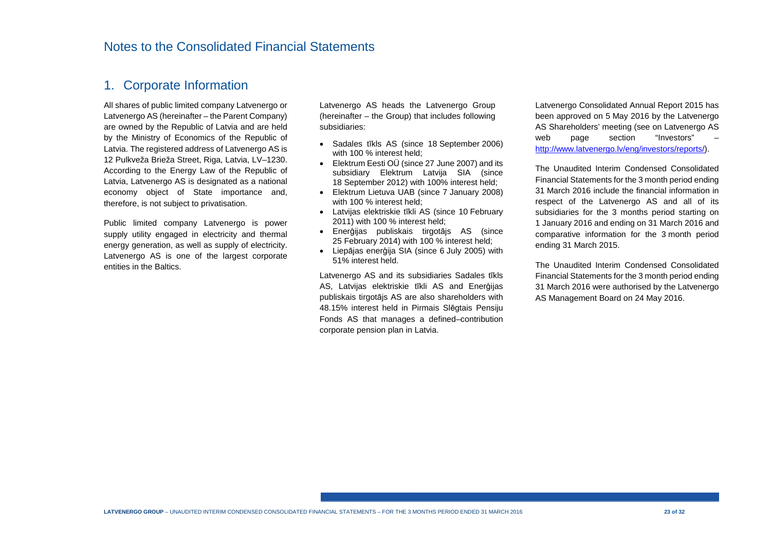# Notes to the Consolidated Financial Statements

## 1. Corporate Information

All shares of public limited company Latvenergo or Latvenergo AS (hereinafter – the Parent Company) are owned by the Republic of Latvia and are held by the Ministry of Economics of the Republic of Latvia. The registered address of Latvenergo AS is 12 Pulkveža Brieža Street, Riga, Latvia, LV–1230. According to the Energy Law of the Republic of Latvia, Latvenergo AS is designated as a national economy object of State importance and, therefore, is not subject to privatisation.

Public limited company Latvenergo is power supply utility engaged in electricity and thermal energy generation, as well as supply of electricity. Latvenergo AS is one of the largest corporate entities in the Baltics.

Latvenergo AS heads the Latvenergo Group (hereinafter – the Group) that includes following subsidiaries:

- Sadales tīkls AS (since 18 September 2006) with 100 % interest held;
- Elektrum Eesti OÜ (since 27 June 2007) and its subsidiary Elektrum Latvija SIA (since 18 September 2012) with 100% interest held;
- Elektrum Lietuva UAB (since 7 January 2008) with 100 % interest held;
- Latvijas elektriskie tīkli AS (since 10 February 2011) with 100 % interest held;
- Enerģijas publiskais tirgotājs AS (since 25 February 2014) with 100 % interest held;
- Liepājas enerģija SIA (since 6 July 2005) with 51% interest held.

Latvenergo AS and its subsidiaries Sadales tīkls AS, Latvijas elektriskie tīkli AS and Enerģijas publiskais tirgotājs AS are also shareholders with 48.15% interest held in Pirmais Slēgtais Pensiju Fonds AS that manages a defined–contribution corporate pension plan in Latvia.

Latvenergo Consolidated Annual Report 2015 has been approved on 5 May 2016 by the Latvenergo AS Shareholders' meeting (see on Latvenergo AS web page section "Investors" – http://www.latvenergo.lv/eng/investors/reports/).

The Unaudited Interim Condensed Consolidated Financial Statements for the 3 month period ending 31 March 2016 include the financial information in respect of the Latvenergo AS and all of its subsidiaries for the 3 months period starting on 1 January 2016 and ending on 31 March 2016 and comparative information for the 3 month period ending 31 March 2015.

The Unaudited Interim Condensed Consolidated Financial Statements for the 3 month period ending 31 March 2016 were authorised by the Latvenergo AS Management Board on 24 May 2016.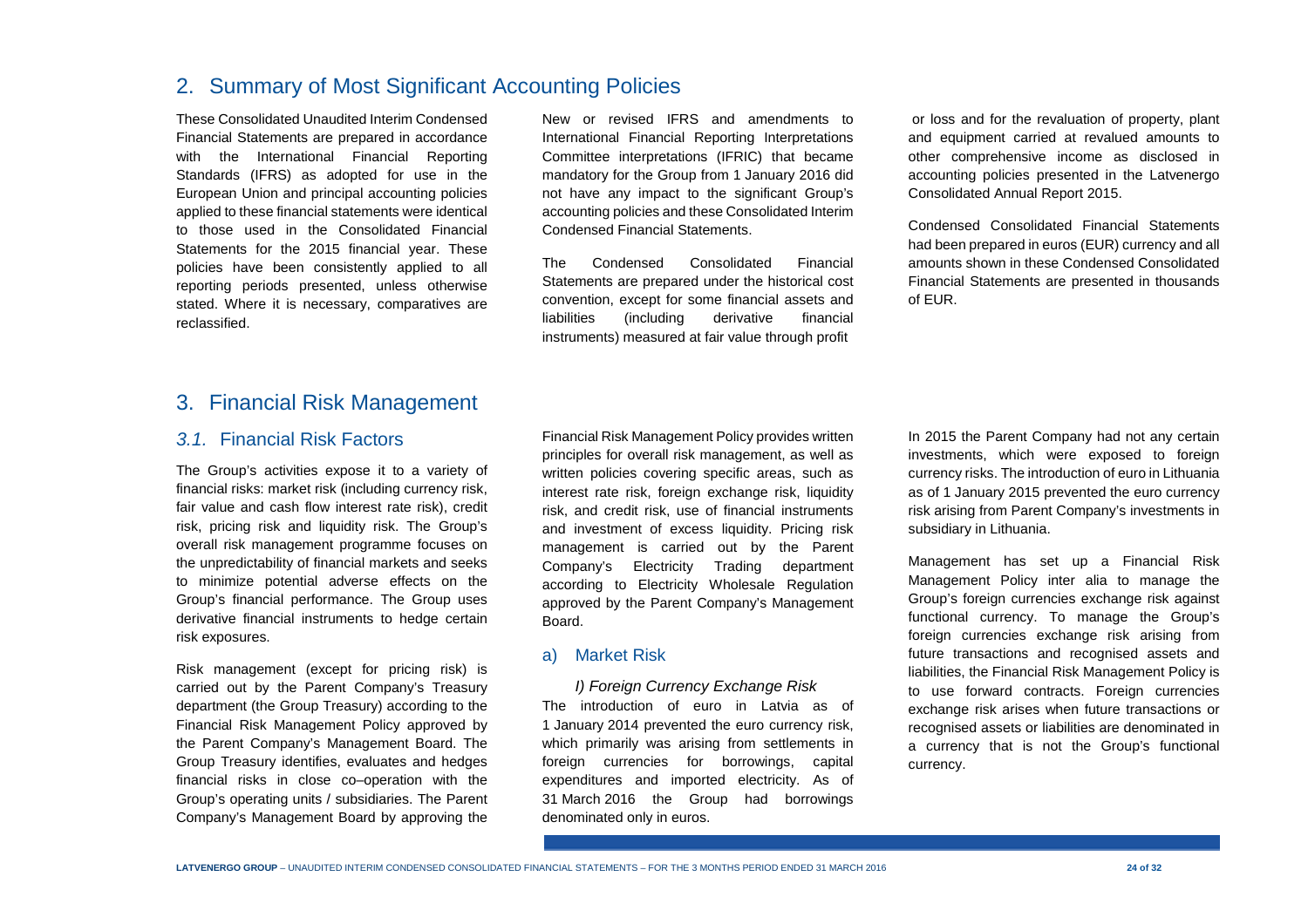## 2. Summary of Most Significant Accounting Policies

These Consolidated Unaudited Interim Condensed Financial Statements are prepared in accordance with the International Financial Reporting Standards (IFRS) as adopted for use in the European Union and principal accounting policies applied to these financial statements were identical to those used in the Consolidated Financial Statements for the 2015 financial year. These policies have been consistently applied to all reporting periods presented, unless otherwise stated. Where it is necessary, comparatives are reclassified.

New or revised IFRS and amendments to International Financial Reporting Interpretations Committee interpretations (IFRIC) that became mandatory for the Group from 1 January 2016 did not have any impact to the significant Group's accounting policies and these Consolidated Interim Condensed Financial Statements.

The Condensed Consolidated Financial Statements are prepared under the historical cost convention, except for some financial assets and liabilities (including derivative financial instruments) measured at fair value through profit or loss and for the revaluation of property, plant and equipment carried at revalued amounts to other comprehensive income as disclosed in accounting policies presented in the Latvenergo Consolidated Annual Report 2015.

Condensed Consolidated Financial Statements had been prepared in euros (EUR) currency and all amounts shown in these Condensed Consolidated Financial Statements are presented in thousands of EUR.

## 3. Financial Risk Management

### *3.1.* Financial Risk Factors

The Group's activities expose it to a variety of financial risks: market risk (including currency risk, fair value and cash flow interest rate risk), credit risk, pricing risk and liquidity risk. The Group's overall risk management programme focuses on the unpredictability of financial markets and seeks to minimize potential adverse effects on the Group's financial performance. The Group uses derivative financial instruments to hedge certain risk exposures.

Risk management (except for pricing risk) is carried out by the Parent Company's Treasury department (the Group Treasury) according to the Financial Risk Management Policy approved by the Parent Company's Management Board. The Group Treasury identifies, evaluates and hedges financial risks in close co–operation with the Group's operating units / subsidiaries. The Parent Company's Management Board by approving the Financial Risk Management Policy provides written principles for overall risk management, as well as written policies covering specific areas, such as interest rate risk, foreign exchange risk, liquidity risk, and credit risk, use of financial instruments and investment of excess liquidity. Pricing risk management is carried out by the Parent Company's Electricity Trading department according to Electricity Wholesale Regulation approved by the Parent Company's Management Board.

### a) Market Risk

#### *I) Foreign Currency Exchange Risk*

The introduction of euro in Latvia as of 1 January 2014 prevented the euro currency risk, which primarily was arising from settlements in foreign currencies for borrowings, capital expenditures and imported electricity. As of 31 March 2016 the Group had borrowings denominated only in euros.

In 2015 the Parent Company had not any certain investments, which were exposed to foreign currency risks. The introduction of euro in Lithuania as of 1 January 2015 prevented the euro currency risk arising from Parent Company's investments in subsidiary in Lithuania.

Management has set up a Financial Risk Management Policy inter alia to manage the Group's foreign currencies exchange risk against functional currency. To manage the Group's foreign currencies exchange risk arising from future transactions and recognised assets and liabilities, the Financial Risk Management Policy is to use forward contracts. Foreign currencies exchange risk arises when future transactions or recognised assets or liabilities are denominated in a currency that is not the Group's functional currency.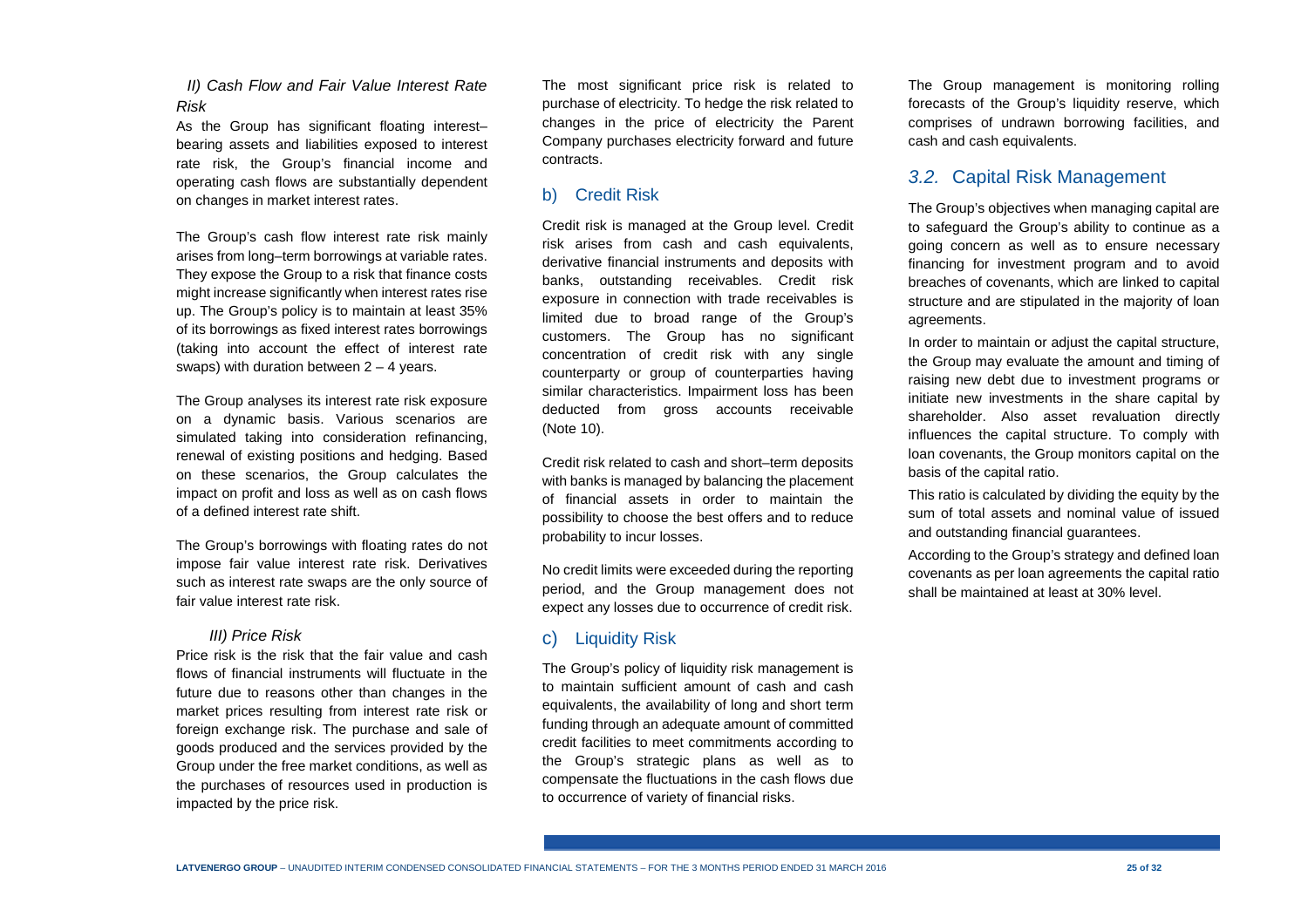*II) Cash Flow and Fair Value Interest Rate Risk*

As the Group has significant floating interest–bearing assets and liabilities exposed to interest rate risk, the Group's financial income and operating cash flows are substantially dependent on changes in market interest rates.

The Group's cash flow interest rate risk mainly arises from long–term borrowings at variable rates. They expose the Group to a risk that finance costs might increase significantly when interest rates rise up. The Group's policy is to maintain at least 35% of its borrowings as fixed interest rates borrowings (taking into account the effect of interest rate swaps) with duration between 2 – 4 years.

The Group analyses its interest rate risk exposure on a dynamic basis. Various scenarios are simulated taking into consideration refinancing, renewal of existing positions and hedging. Based on these scenarios, the Group calculates the impact on profit and loss as well as on cash flows of a defined interest rate shift.

The Group's borrowings with floating rates do not impose fair value interest rate risk. Derivatives such as interest rate swaps are the only source of fair value interest rate risk.

*III) Price Risk*

Price risk is the risk that the fair value and cash flows of financial instruments will fluctuate in the future due to reasons other than changes in the market prices resulting from interest rate risk or foreign exchange risk. The purchase and sale of goods produced and the services provided by the Group under the free market conditions, as well as the purchases of resources used in production is impacted by the price risk.

The most significant price risk is related to purchase of electricity. To hedge the risk related to changes in the price of electricity the Parent Company purchases electricity forward and future contracts.

### b) Credit Risk

Credit risk is managed at the Group level. Credit risk arises from cash and cash equivalents, derivative financial instruments and deposits with banks, outstanding receivables. Credit risk exposure in connection with trade receivables is limited due to broad range of the Group's customers. The Group has no significant concentration of credit risk with any single counterparty or group of counterparties having similar characteristics. Impairment loss has been deducted from gross accounts receivable (Note 10).

Credit risk related to cash and short–term deposits with banks is managed by balancing the placement of financial assets in order to maintain the possibility to choose the best offers and to reduce probability to incur losses.

No credit limits were exceeded during the reporting period, and the Group management does not expect any losses due to occurrence of credit risk.

### c) Liquidity Risk

The Group's policy of liquidity risk management is to maintain sufficient amount of cash and cash equivalents, the availability of long and short term funding through an adequate amount of committed credit facilities to meet commitments according to the Group's strategic plans as well as to compensate the fluctuations in the cash flows due to occurrence of variety of financial risks.

The Group management is monitoring rolling forecasts of the Group's liquidity reserve, which comprises of undrawn borrowing facilities, and cash and cash equivalents.

## *3.2.* Capital Risk Management

The Group's objectives when managing capital are to safeguard the Group's ability to continue as a going concern as well as to ensure necessary financing for investment program and to avoid breaches of covenants, which are linked to capital structure and are stipulated in the majority of loan agreements.

In order to maintain or adjust the capital structure, the Group may evaluate the amount and timing of raising new debt due to investment programs or initiate new investments in the share capital by shareholder. Also asset revaluation directly influences the capital structure. To comply with loan covenants, the Group monitors capital on the basis of the capital ratio.

This ratio is calculated by dividing the equity by the sum of total assets and nominal value of issued and outstanding financial guarantees.

According to the Group's strategy and defined loan covenants as per loan agreements the capital ratio shall be maintained at least at 30% level.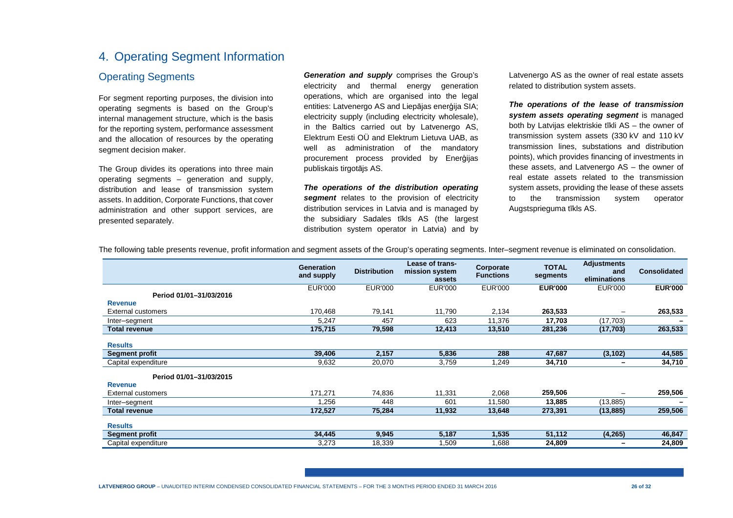# 4. Operating Segment Information

## Operating Segments

For segment reporting purposes, the division into operating segments is based on the Group's internal management structure, which is the basis for the reporting system, performance assessment and the allocation of resources by the operating segment decision maker.

The Group divides its operations into three main operating segments – generation and supply, distribution and lease of transmission system assets. In addition, Corporate Functions, that cover administration and other support services, are presented separately.

***Generation and supply*** comprises the Group's electricity and thermal energy generation operations, which are organised into the legal entities: Latvenergo AS and Liepājas enerģija SIA; electricity supply (including electricity wholesale), in the Baltics carried out by Latvenergo AS, Elektrum Eesti OÜ and Elektrum Lietuva UAB, as well as administration of the mandatory procurement process provided by Enerģijas publiskais tirgotājs AS.

***The operations of the distribution operating segment*** relates to the provision of electricity distribution services in Latvia and is managed by the subsidiary Sadales tīkls AS (the largest distribution system operator in Latvia) and by Latvenergo AS as the owner of real estate assets related to distribution system assets.

***The operations of the lease of transmission system assets operating segment*** is managed both by Latvijas elektriskie tīkli AS – the owner of transmission system assets (330 kV and 110 kV transmission lines, substations and distribution points), which provides financing of investments in these assets, and Latvenergo AS – the owner of real estate assets related to the transmission system assets, providing the lease of these assets to the transmission system operator Augstsprieguma tīkls AS.

The following table presents revenue, profit information and segment assets of the Group's operating segments. Inter–segment revenue is eliminated on consolidation.

| | Generation and supply | Distribution | Lease of trans-mission system assets | Corporate Functions | TOTAL segments | Adjustments and eliminations | Consolidated |
|---|---|---|---|---|---|---|---|
| | EUR'000 | EUR'000 | EUR'000 | EUR'000 | **EUR'000** | EUR'000 | **EUR'000** |
| **Period 01/01–31/03/2016** | | | | | | | |
| **Revenue** | | | | | | | |
| External customers | 170,468 | 79,141 | 11,790 | 2,134 | **263,533** | – | **263,533** |
| Inter–segment | 5,247 | 457 | 623 | 11,376 | **17,703** | (17,703) | **–** |
| **Total revenue** | **175,715** | **79,598** | **12,413** | **13,510** | **281,236** | **(17,703)** | **263,533** |
| **Results** | | | | | | | |
| **Segment profit** | **39,406** | **2,157** | **5,836** | **288** | **47,687** | **(3,102)** | **44,585** |
| Capital expenditure | 9,632 | 20,070 | 3,759 | 1,249 | **34,710** | **–** | **34,710** |
| **Period 01/01–31/03/2015** | | | | | | | |
| **Revenue** | | | | | | | |
| External customers | 171,271 | 74,836 | 11,331 | 2,068 | **259,506** | – | **259,506** |
| Inter–segment | 1,256 | 448 | 601 | 11,580 | **13,885** | (13,885) | **–** |
| **Total revenue** | **172,527** | **75,284** | **11,932** | **13,648** | **273,391** | **(13,885)** | **259,506** |
| **Results** | | | | | | | |
| **Segment profit** | **34,445** | **9,945** | **5,187** | **1,535** | **51,112** | **(4,265)** | **46,847** |
| Capital expenditure | 3,273 | 18,339 | 1,509 | 1,688 | **24,809** | **–** | **24,809** |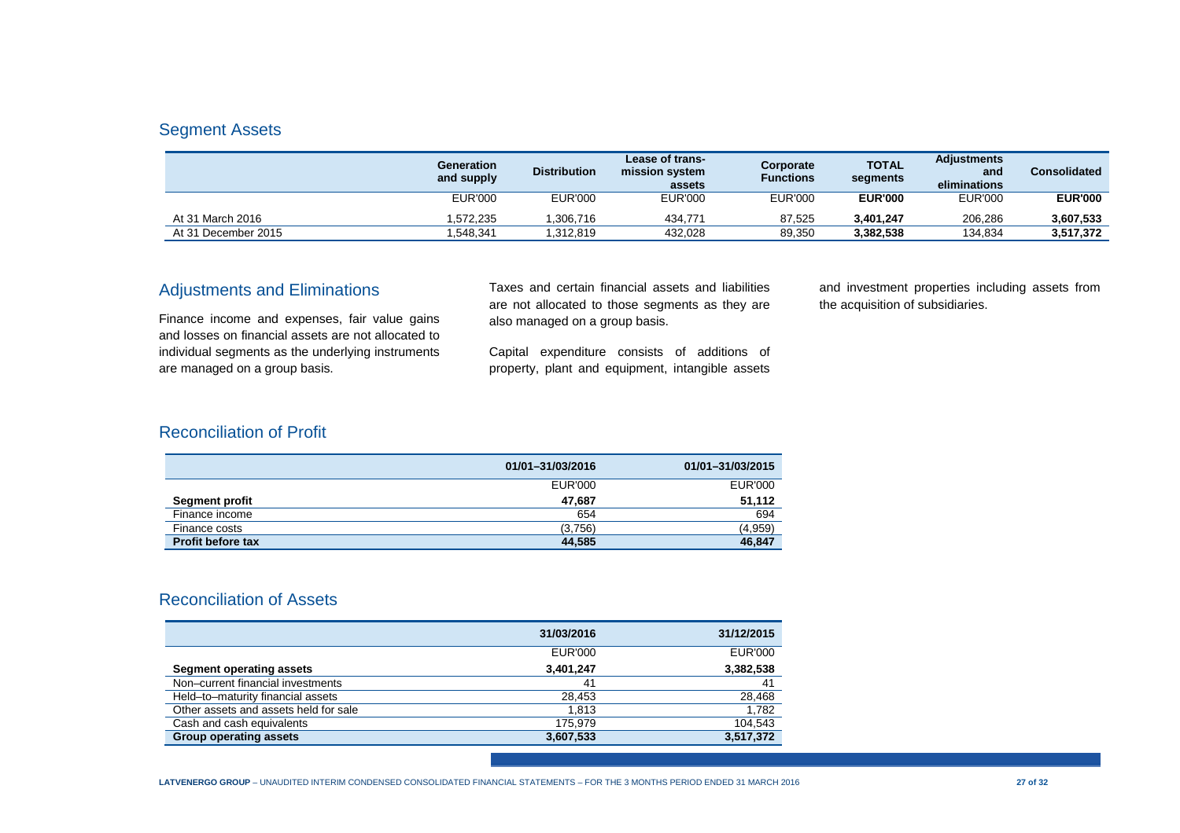## Segment Assets

| | Generation and supply | Distribution | Lease of transmission system assets | Corporate Functions | TOTAL segments | Adjustments and eliminations | Consolidated |
|---|---|---|---|---|---|---|---|
| | EUR'000 | EUR'000 | EUR'000 | EUR'000 | **EUR'000** | EUR'000 | **EUR'000** |
| At 31 March 2016 | 1,572,235 | 1,306,716 | 434,771 | 87,525 | **3,401,247** | 206,286 | **3,607,533** |
| At 31 December 2015 | 1,548,341 | 1,312,819 | 432,028 | 89,350 | **3,382,538** | 134,834 | **3,517,372** |

## Adjustments and Eliminations

Finance income and expenses, fair value gains and losses on financial assets are not allocated to individual segments as the underlying instruments are managed on a group basis.

Taxes and certain financial assets and liabilities are not allocated to those segments as they are also managed on a group basis.

Capital expenditure consists of additions of property, plant and equipment, intangible assets and investment properties including assets from the acquisition of subsidiaries.

## Reconciliation of Profit

| | 01/01–31/03/2016 | 01/01–31/03/2015 |
|---|---|---|
| | EUR'000 | EUR'000 |
| **Segment profit** | **47,687** | **51,112** |
| Finance income | 654 | 694 |
| Finance costs | (3,756) | (4,959) |
| **Profit before tax** | **44,585** | **46,847** |

## Reconciliation of Assets

| | 31/03/2016 | 31/12/2015 |
|---|---|---|
| | EUR'000 | EUR'000 |
| **Segment operating assets** | **3,401,247** | **3,382,538** |
| Non–current financial investments | 41 | 41 |
| Held–to–maturity financial assets | 28,453 | 28,468 |
| Other assets and assets held for sale | 1,813 | 1,782 |
| Cash and cash equivalents | 175,979 | 104,543 |
| **Group operating assets** | **3,607,533** | **3,517,372** |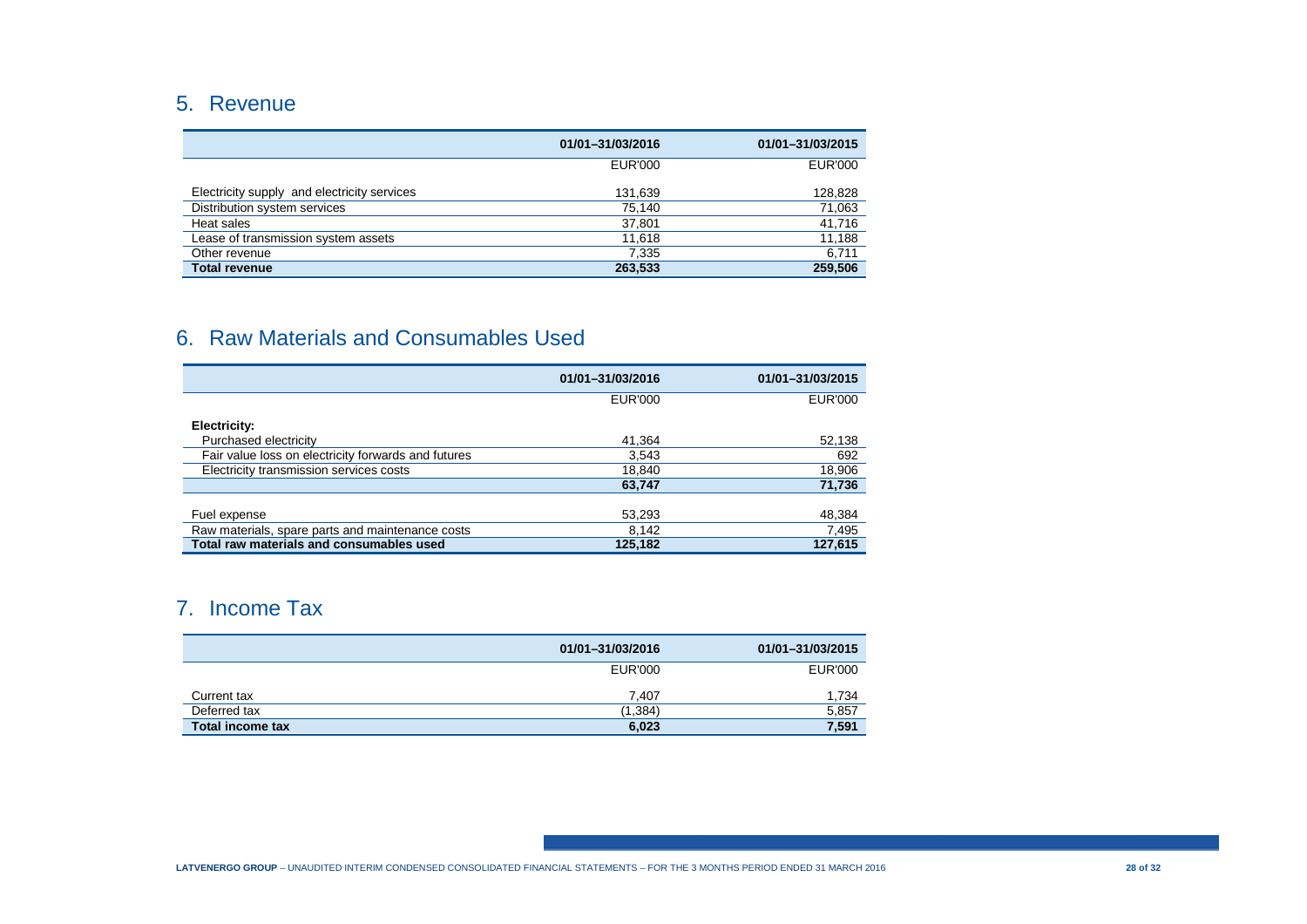## 5. Revenue

| | 01/01–31/03/2016 | 01/01–31/03/2015 |
|---|---|---|
| | EUR'000 | EUR'000 |
| Electricity supply and electricity services | 131,639 | 128,828 |
| Distribution system services | 75,140 | 71,063 |
| Heat sales | 37,801 | 41,716 |
| Lease of transmission system assets | 11,618 | 11,188 |
| Other revenue | 7,335 | 6,711 |
| **Total revenue** | **263,533** | **259,506** |

## 6. Raw Materials and Consumables Used

| | 01/01–31/03/2016 | 01/01–31/03/2015 |
|---|---|---|
| | EUR'000 | EUR'000 |
| **Electricity:** | | |
| Purchased electricity | 41,364 | 52,138 |
| Fair value loss on electricity forwards and futures | 3,543 | 692 |
| Electricity transmission services costs | 18,840 | 18,906 |
| | **63,747** | **71,736** |
| Fuel expense | 53,293 | 48,384 |
| Raw materials, spare parts and maintenance costs | 8,142 | 7,495 |
| **Total raw materials and consumables used** | **125,182** | **127,615** |

## 7. Income Tax

| | 01/01–31/03/2016 | 01/01–31/03/2015 |
|---|---|---|
| | EUR'000 | EUR'000 |
| Current tax | 7,407 | 1,734 |
| Deferred tax | (1,384) | 5,857 |
| **Total income tax** | **6,023** | **7,591** |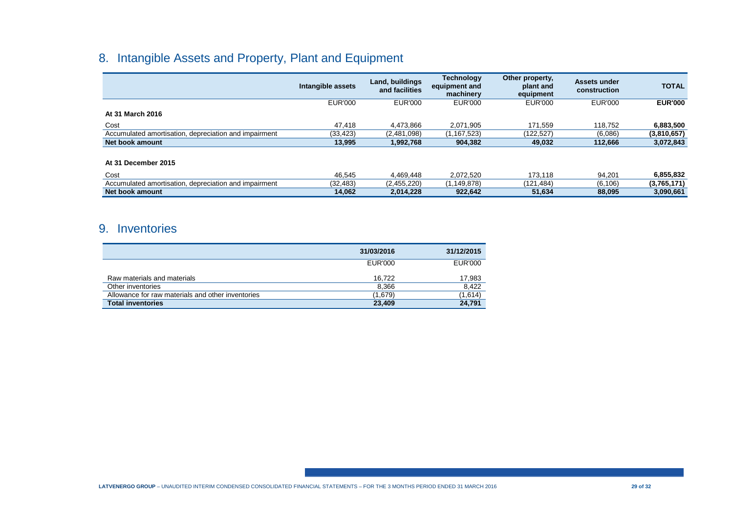## 8. Intangible Assets and Property, Plant and Equipment

| | Intangible assets | Land, buildings and facilities | Technology equipment and machinery | Other property, plant and equipment | Assets under construction | **TOTAL** |
|---|---|---|---|---|---|---|
| | EUR'000 | EUR'000 | EUR'000 | EUR'000 | EUR'000 | **EUR'000** |
| **At 31 March 2016** | | | | | | |
| Cost | 47,418 | 4,473,866 | 2,071,905 | 171,559 | 118,752 | **6,883,500** |
| Accumulated amortisation, depreciation and impairment | (33,423) | (2,481,098) | (1,167,523) | (122,527) | (6,086) | **(3,810,657)** |
| **Net book amount** | **13,995** | **1,992,768** | **904,382** | **49,032** | **112,666** | **3,072,843** |
| **At 31 December 2015** | | | | | | |
| Cost | 46,545 | 4,469,448 | 2,072,520 | 173,118 | 94,201 | **6,855,832** |
| Accumulated amortisation, depreciation and impairment | (32,483) | (2,455,220) | (1,149,878) | (121,484) | (6,106) | **(3,765,171)** |
| **Net book amount** | **14,062** | **2,014,228** | **922,642** | **51,634** | **88,095** | **3,090,661** |

## 9. Inventories

| | 31/03/2016 | 31/12/2015 |
|---|---|---|
| | EUR'000 | EUR'000 |
| Raw materials and materials | 16,722 | 17,983 |
| Other inventories | 8,366 | 8,422 |
| Allowance for raw materials and other inventories | (1,679) | (1,614) |
| **Total inventories** | **23,409** | **24,791** |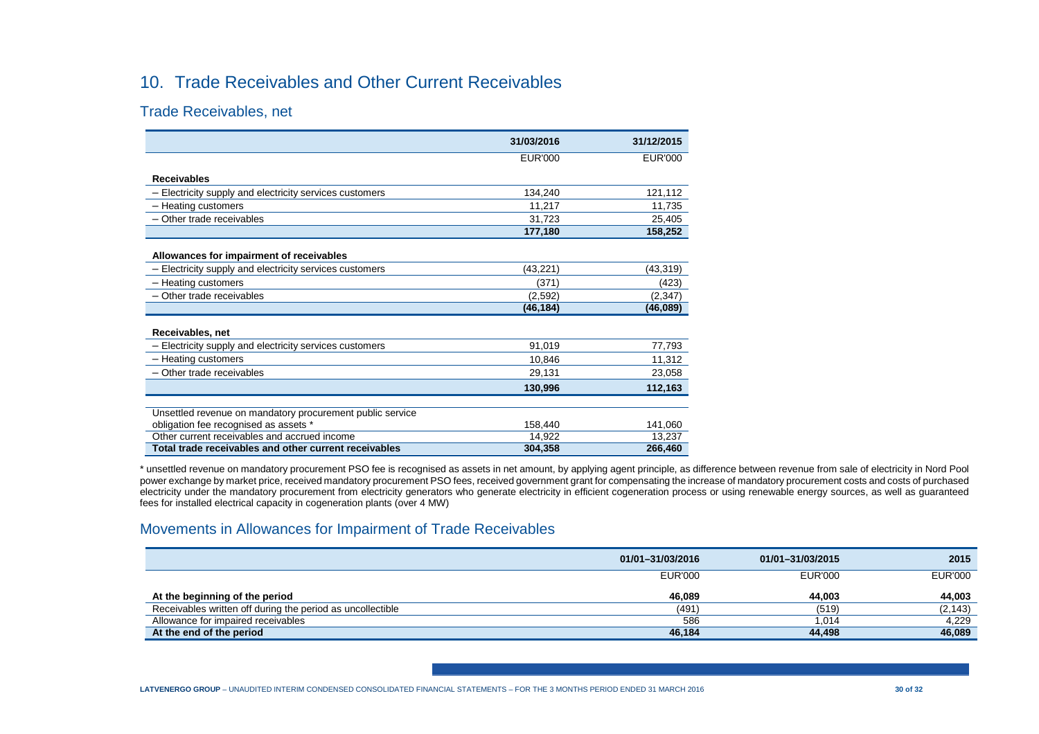# 10. Trade Receivables and Other Current Receivables

## Trade Receivables, net

| | 31/03/2016 | 31/12/2015 |
|---|---|---|
| | EUR'000 | EUR'000 |
| **Receivables** | | |
| – Electricity supply and electricity services customers | 134,240 | 121,112 |
| – Heating customers | 11,217 | 11,735 |
| – Other trade receivables | 31,723 | 25,405 |
| | **177,180** | **158,252** |
| **Allowances for impairment of receivables** | | |
| – Electricity supply and electricity services customers | (43,221) | (43,319) |
| – Heating customers | (371) | (423) |
| – Other trade receivables | (2,592) | (2,347) |
| | **(46,184)** | **(46,089)** |
| **Receivables, net** | | |
| – Electricity supply and electricity services customers | 91,019 | 77,793 |
| – Heating customers | 10,846 | 11,312 |
| – Other trade receivables | 29,131 | 23,058 |
| | **130,996** | **112,163** |
| Unsettled revenue on mandatory procurement public service obligation fee recognised as assets * | 158,440 | 141,060 |
| Other current receivables and accrued income | 14,922 | 13,237 |
| **Total trade receivables and other current receivables** | **304,358** | **266,460** |

* unsettled revenue on mandatory procurement PSO fee is recognised as assets in net amount, by applying agent principle, as difference between revenue from sale of electricity in Nord Pool power exchange by market price, received mandatory procurement PSO fees, received government grant for compensating the increase of mandatory procurement costs and costs of purchased electricity under the mandatory procurement from electricity generators who generate electricity in efficient cogeneration process or using renewable energy sources, as well as guaranteed fees for installed electrical capacity in cogeneration plants (over 4 MW)

## Movements in Allowances for Impairment of Trade Receivables

| | 01/01–31/03/2016 | 01/01–31/03/2015 | 2015 |
|---|---|---|---|
| | EUR'000 | EUR'000 | EUR'000 |
| **At the beginning of the period** | **46,089** | **44,003** | **44,003** |
| Receivables written off during the period as uncollectible | (491) | (519) | (2,143) |
| Allowance for impaired receivables | 586 | 1,014 | 4,229 |
| **At the end of the period** | **46,184** | **44,498** | **46,089** |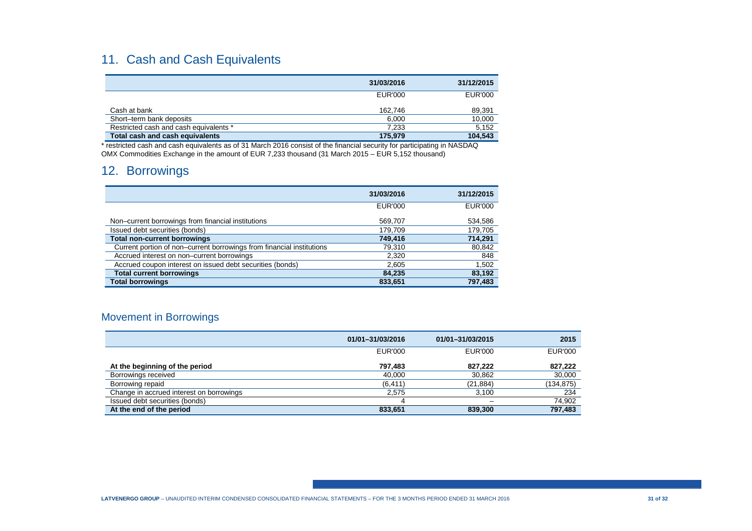## 11. Cash and Cash Equivalents

| | 31/03/2016 | 31/12/2015 |
|---|---|---|
| | EUR'000 | EUR'000 |
| Cash at bank | 162,746 | 89,391 |
| Short–term bank deposits | 6,000 | 10,000 |
| Restricted cash and cash equivalents * | 7,233 | 5,152 |
| **Total cash and cash equivalents** | **175,979** | **104,543** |

* restricted cash and cash equivalents as of 31 March 2016 consist of the financial security for participating in NASDAQ OMX Commodities Exchange in the amount of EUR 7,233 thousand (31 March 2015 – EUR 5,152 thousand)

## 12. Borrowings

| | 31/03/2016 | 31/12/2015 |
|---|---|---|
| | EUR'000 | EUR'000 |
| Non–current borrowings from financial institutions | 569,707 | 534,586 |
| Issued debt securities (bonds) | 179,709 | 179,705 |
| **Total non-current borrowings** | **749,416** | **714,291** |
| Current portion of non–current borrowings from financial institutions | 79,310 | 80,842 |
| Accrued interest on non–current borrowings | 2,320 | 848 |
| Accrued coupon interest on issued debt securities (bonds) | 2,605 | 1,502 |
| **Total current borrowings** | **84,235** | **83,192** |
| **Total borrowings** | **833,651** | **797,483** |

### Movement in Borrowings

| | 01/01–31/03/2016 | 01/01–31/03/2015 | 2015 |
|---|---|---|---|
| | EUR'000 | EUR'000 | EUR'000 |
| **At the beginning of the period** | **797,483** | **827,222** | **827,222** |
| Borrowings received | 40,000 | 30,862 | 30,000 |
| Borrowing repaid | (6,411) | (21,884) | (134,875) |
| Change in accrued interest on borrowings | 2,575 | 3,100 | 234 |
| Issued debt securities (bonds) | 4 | – | 74,902 |
| **At the end of the period** | **833,651** | **839,300** | **797,483** |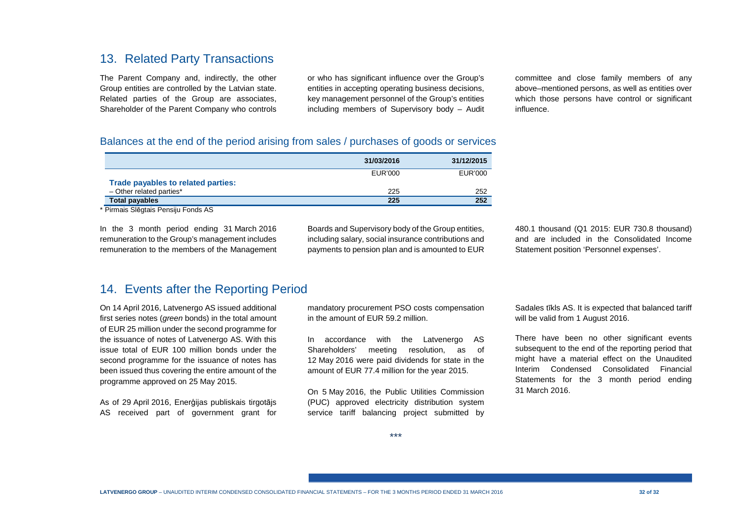## 13. Related Party Transactions

The Parent Company and, indirectly, the other Group entities are controlled by the Latvian state. Related parties of the Group are associates, Shareholder of the Parent Company who controls or who has significant influence over the Group's entities in accepting operating business decisions, key management personnel of the Group's entities including members of Supervisory body – Audit committee and close family members of any above–mentioned persons, as well as entities over which those persons have control or significant influence.

### Balances at the end of the period arising from sales / purchases of goods or services

| | 31/03/2016 | 31/12/2015 |
|---|---|---|
| | EUR'000 | EUR'000 |
| **Trade payables to related parties:** | | |
| – Other related parties* | 225 | 252 |
| **Total payables** | **225** | **252** |

\* Pirmais Slēgtais Pensiju Fonds AS

In the 3 month period ending 31 March 2016 remuneration to the Group's management includes remuneration to the members of the Management Boards and Supervisory body of the Group entities, including salary, social insurance contributions and payments to pension plan and is amounted to EUR 480.1 thousand (Q1 2015: EUR 730.8 thousand) and are included in the Consolidated Income Statement position 'Personnel expenses'.

## 14. Events after the Reporting Period

On 14 April 2016, Latvenergo AS issued additional first series notes (*green* bonds) in the total amount of EUR 25 million under the second programme for the issuance of notes of Latvenergo AS. With this issue total of EUR 100 million bonds under the second programme for the issuance of notes has been issued thus covering the entire amount of the programme approved on 25 May 2015.

As of 29 April 2016, Enerģijas publiskais tirgotājs AS received part of government grant for mandatory procurement PSO costs compensation in the amount of EUR 59.2 million.

In accordance with the Latvenergo AS Shareholders' meeting resolution, as of 12 May 2016 were paid dividends for state in the amount of EUR 77.4 million for the year 2015.

On 5 May 2016, the Public Utilities Commission (PUC) approved electricity distribution system service tariff balancing project submitted by Sadales tīkls AS. It is expected that balanced tariff will be valid from 1 August 2016.

There have been no other significant events subsequent to the end of the reporting period that might have a material effect on the Unaudited Interim Condensed Consolidated Financial Statements for the 3 month period ending 31 March 2016.

\*\*\*